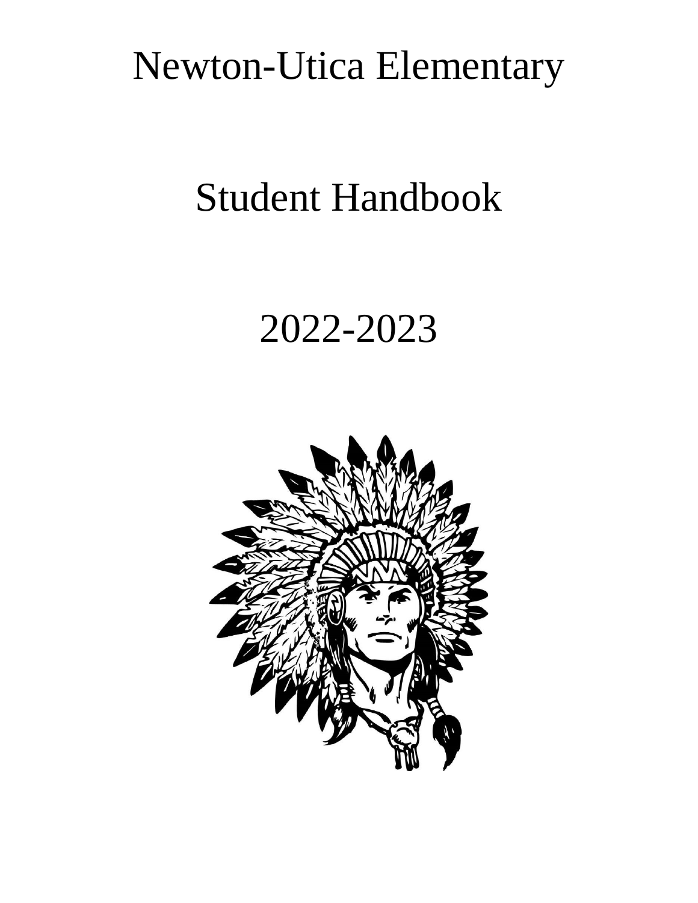# Newton-Utica Elementary

# Student Handbook

# 2022-2023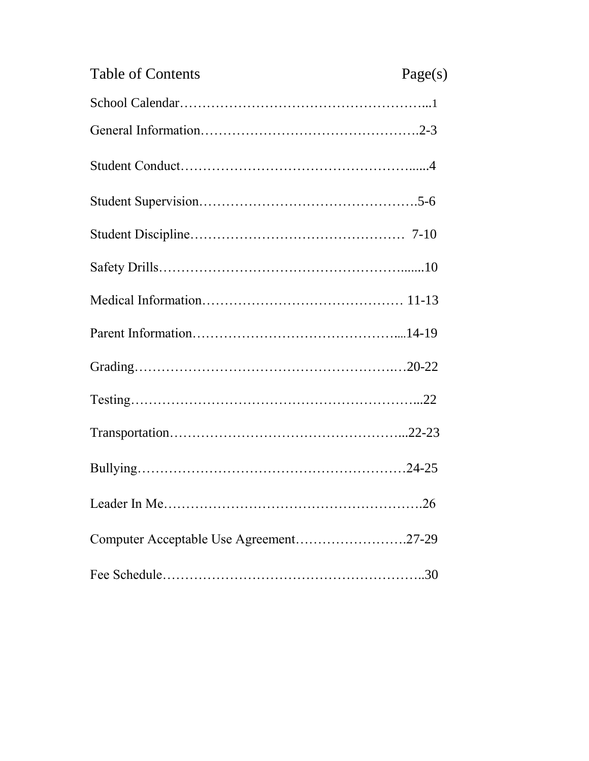# Table of Contents

| Section | Page(s) |
| --- | --- |
| School Calendar | 1 |
| General Information | 2-3 |
| Student Conduct | 4 |
| Student Supervision | 5-6 |
| Student Discipline | 7-10 |
| Safety Drills | 10 |
| Medical Information | 11-13 |
| Parent Information | 14-19 |
| Grading | 20-22 |
| Testing | 22 |
| Transportation | 22-23 |
| Bullying | 24-25 |
| Leader In Me | 26 |
| Computer Acceptable Use Agreement | 27-29 |
| Fee Schedule | 30 |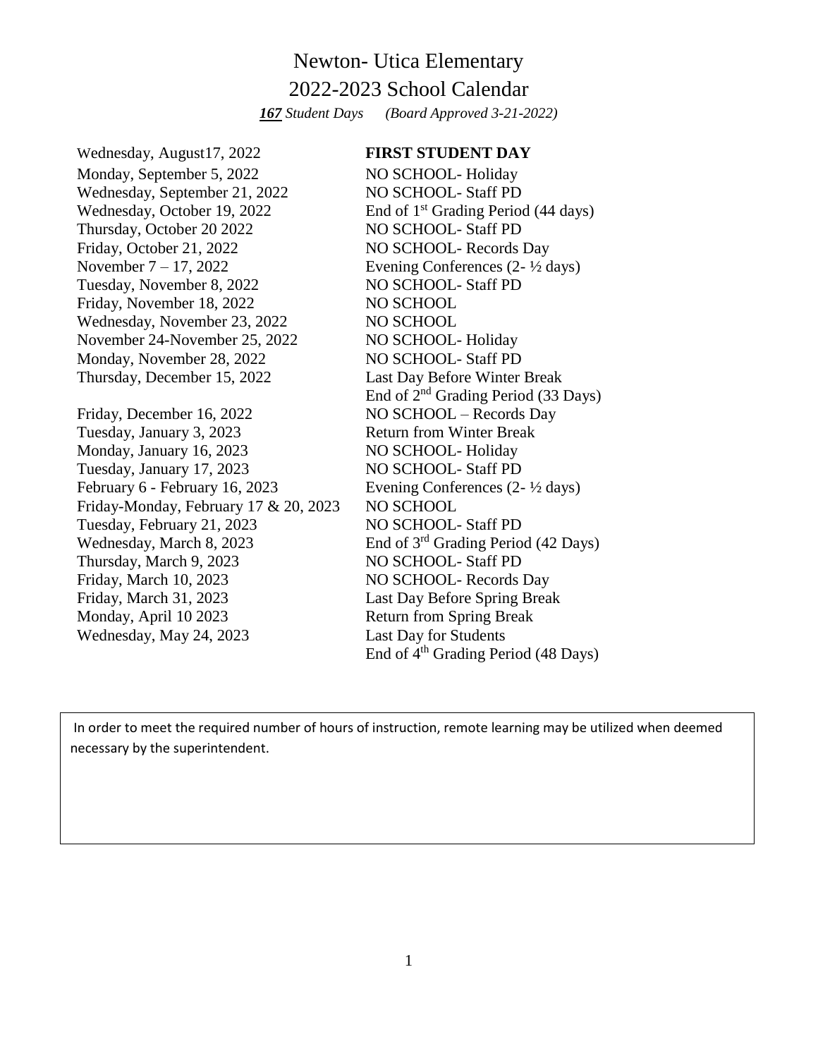# Newton- Utica Elementary

## 2022-2023 School Calendar

***167*** *Student Days* *(Board Approved 3-21-2022)*

| Date | Event |
|---|---|
| Wednesday, August17, 2022 | **FIRST STUDENT DAY** |
| Monday, September 5, 2022 | NO SCHOOL- Holiday |
| Wednesday, September 21, 2022 | NO SCHOOL- Staff PD |
| Wednesday, October 19, 2022 | End of 1st Grading Period (44 days) |
| Thursday, October 20 2022 | NO SCHOOL- Staff PD |
| Friday, October 21, 2022 | NO SCHOOL- Records Day |
| November 7 – 17, 2022 | Evening Conferences (2- ½ days) |
| Tuesday, November 8, 2022 | NO SCHOOL- Staff PD |
| Friday, November 18, 2022 | NO SCHOOL |
| Wednesday, November 23, 2022 | NO SCHOOL |
| November 24-November 25, 2022 | NO SCHOOL- Holiday |
| Monday, November 28, 2022 | NO SCHOOL- Staff PD |
| Thursday, December 15, 2022 | Last Day Before Winter Break<br>End of 2nd Grading Period (33 Days) |
| Friday, December 16, 2022 | NO SCHOOL – Records Day |
| Tuesday, January 3, 2023 | Return from Winter Break |
| Monday, January 16, 2023 | NO SCHOOL- Holiday |
| Tuesday, January 17, 2023 | NO SCHOOL- Staff PD |
| February 6 - February 16, 2023 | Evening Conferences (2- ½ days) |
| Friday-Monday, February 17 & 20, 2023 | NO SCHOOL |
| Tuesday, February 21, 2023 | NO SCHOOL- Staff PD |
| Wednesday, March 8, 2023 | End of 3rd Grading Period (42 Days) |
| Thursday, March 9, 2023 | NO SCHOOL- Staff PD |
| Friday, March 10, 2023 | NO SCHOOL- Records Day |
| Friday, March 31, 2023 | Last Day Before Spring Break |
| Monday, April 10 2023 | Return from Spring Break |
| Wednesday, May 24, 2023 | Last Day for Students<br>End of 4th Grading Period (48 Days) |

In order to meet the required number of hours of instruction, remote learning may be utilized when deemed necessary by the superintendent.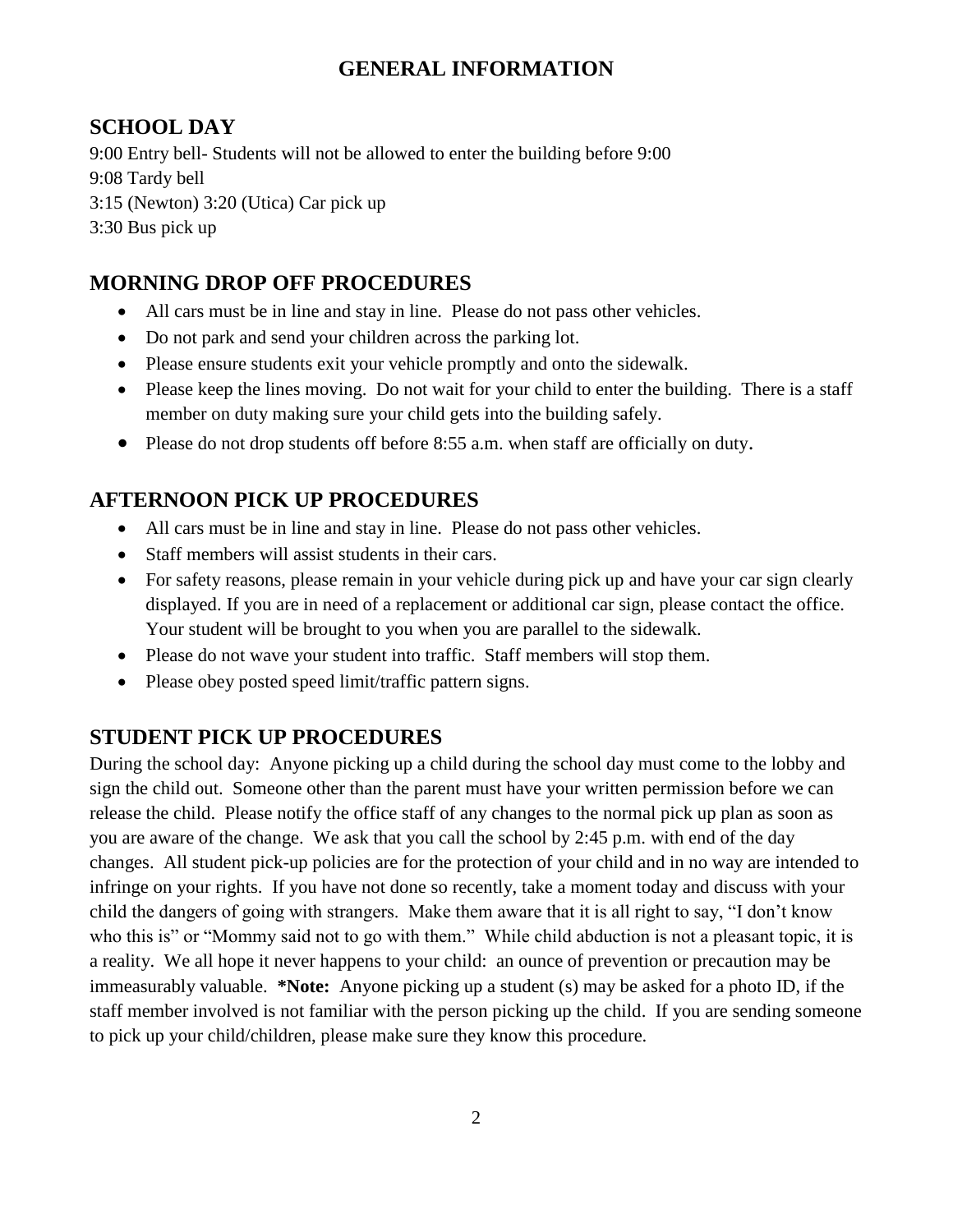# GENERAL INFORMATION

## SCHOOL DAY

9:00 Entry bell- Students will not be allowed to enter the building before 9:00
9:08 Tardy bell
3:15 (Newton) 3:20 (Utica) Car pick up
3:30 Bus pick up

## MORNING DROP OFF PROCEDURES

- All cars must be in line and stay in line. Please do not pass other vehicles.
- Do not park and send your children across the parking lot.
- Please ensure students exit your vehicle promptly and onto the sidewalk.
- Please keep the lines moving. Do not wait for your child to enter the building. There is a staff member on duty making sure your child gets into the building safely.
- Please do not drop students off before 8:55 a.m. when staff are officially on duty.

## AFTERNOON PICK UP PROCEDURES

- All cars must be in line and stay in line. Please do not pass other vehicles.
- Staff members will assist students in their cars.
- For safety reasons, please remain in your vehicle during pick up and have your car sign clearly displayed. If you are in need of a replacement or additional car sign, please contact the office. Your student will be brought to you when you are parallel to the sidewalk.
- Please do not wave your student into traffic. Staff members will stop them.
- Please obey posted speed limit/traffic pattern signs.

## STUDENT PICK UP PROCEDURES

During the school day: Anyone picking up a child during the school day must come to the lobby and sign the child out. Someone other than the parent must have your written permission before we can release the child. Please notify the office staff of any changes to the normal pick up plan as soon as you are aware of the change. We ask that you call the school by 2:45 p.m. with end of the day changes. All student pick-up policies are for the protection of your child and in no way are intended to infringe on your rights. If you have not done so recently, take a moment today and discuss with your child the dangers of going with strangers. Make them aware that it is all right to say, "I don't know who this is" or "Mommy said not to go with them." While child abduction is not a pleasant topic, it is a reality. We all hope it never happens to your child: an ounce of prevention or precaution may be immeasurably valuable. **\*Note:** Anyone picking up a student (s) may be asked for a photo ID, if the staff member involved is not familiar with the person picking up the child. If you are sending someone to pick up your child/children, please make sure they know this procedure.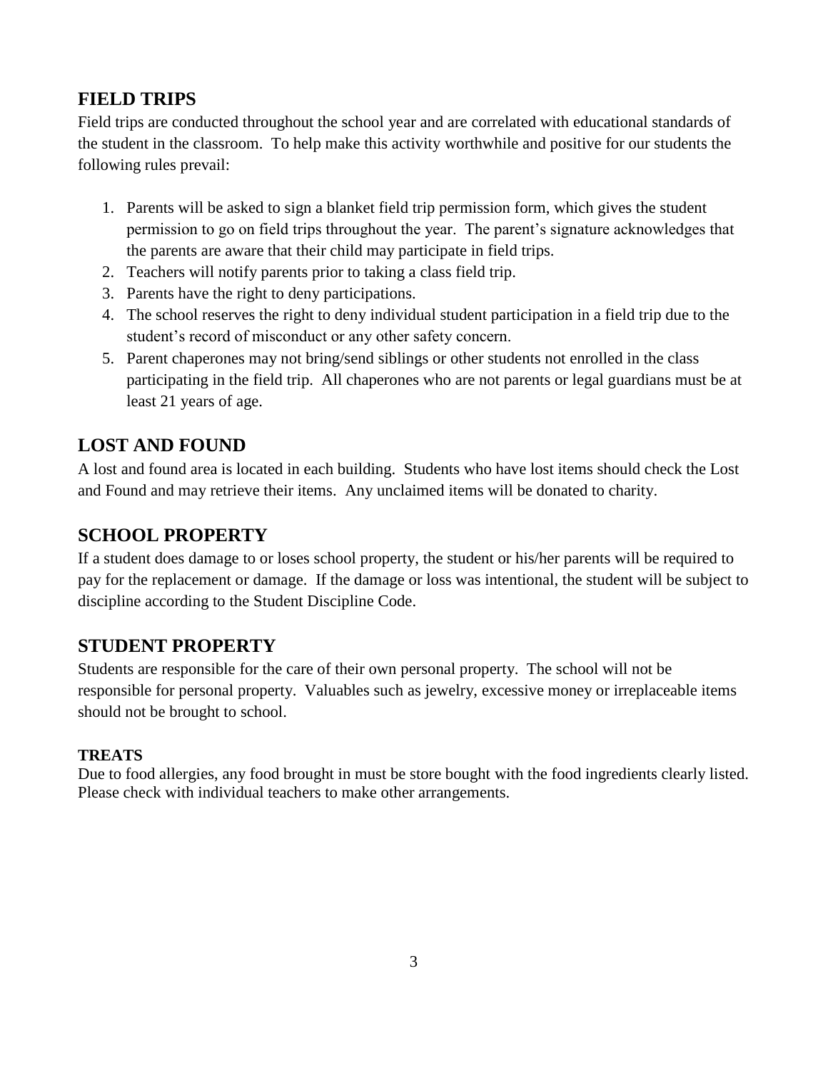## FIELD TRIPS

Field trips are conducted throughout the school year and are correlated with educational standards of the student in the classroom. To help make this activity worthwhile and positive for our students the following rules prevail:

1. Parents will be asked to sign a blanket field trip permission form, which gives the student permission to go on field trips throughout the year. The parent's signature acknowledges that the parents are aware that their child may participate in field trips.
2. Teachers will notify parents prior to taking a class field trip.
3. Parents have the right to deny participations.
4. The school reserves the right to deny individual student participation in a field trip due to the student's record of misconduct or any other safety concern.
5. Parent chaperones may not bring/send siblings or other students not enrolled in the class participating in the field trip. All chaperones who are not parents or legal guardians must be at least 21 years of age.

## LOST AND FOUND

A lost and found area is located in each building. Students who have lost items should check the Lost and Found and may retrieve their items. Any unclaimed items will be donated to charity.

## SCHOOL PROPERTY

If a student does damage to or loses school property, the student or his/her parents will be required to pay for the replacement or damage. If the damage or loss was intentional, the student will be subject to discipline according to the Student Discipline Code.

## STUDENT PROPERTY

Students are responsible for the care of their own personal property. The school will not be responsible for personal property. Valuables such as jewelry, excessive money or irreplaceable items should not be brought to school.

### TREATS

Due to food allergies, any food brought in must be store bought with the food ingredients clearly listed. Please check with individual teachers to make other arrangements.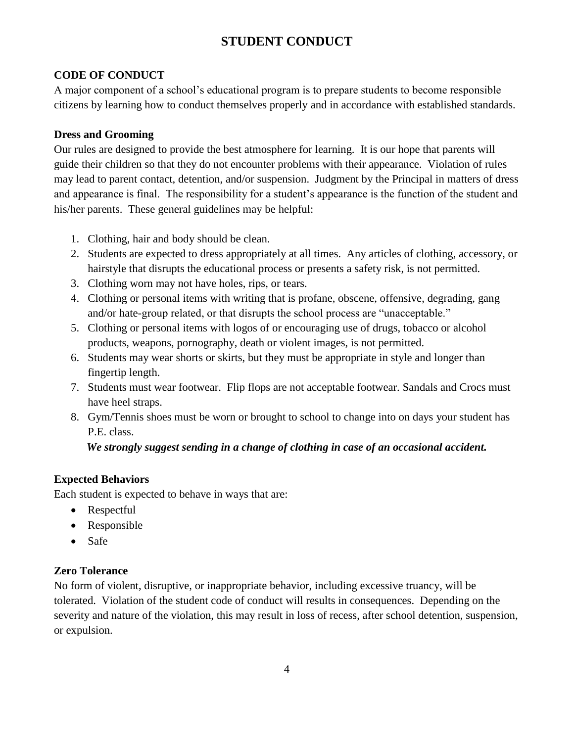# STUDENT CONDUCT

## CODE OF CONDUCT

A major component of a school's educational program is to prepare students to become responsible citizens by learning how to conduct themselves properly and in accordance with established standards.

### Dress and Grooming

Our rules are designed to provide the best atmosphere for learning. It is our hope that parents will guide their children so that they do not encounter problems with their appearance. Violation of rules may lead to parent contact, detention, and/or suspension. Judgment by the Principal in matters of dress and appearance is final. The responsibility for a student's appearance is the function of the student and his/her parents. These general guidelines may be helpful:

1. Clothing, hair and body should be clean.
2. Students are expected to dress appropriately at all times. Any articles of clothing, accessory, or hairstyle that disrupts the educational process or presents a safety risk, is not permitted.
3. Clothing worn may not have holes, rips, or tears.
4. Clothing or personal items with writing that is profane, obscene, offensive, degrading, gang and/or hate-group related, or that disrupts the school process are "unacceptable."
5. Clothing or personal items with logos of or encouraging use of drugs, tobacco or alcohol products, weapons, pornography, death or violent images, is not permitted.
6. Students may wear shorts or skirts, but they must be appropriate in style and longer than fingertip length.
7. Students must wear footwear. Flip flops are not acceptable footwear. Sandals and Crocs must have heel straps.
8. Gym/Tennis shoes must be worn or brought to school to change into on days your student has P.E. class.

***We strongly suggest sending in a change of clothing in case of an occasional accident.***

### Expected Behaviors

Each student is expected to behave in ways that are:

- Respectful
- Responsible
- Safe

### Zero Tolerance

No form of violent, disruptive, or inappropriate behavior, including excessive truancy, will be tolerated. Violation of the student code of conduct will results in consequences. Depending on the severity and nature of the violation, this may result in loss of recess, after school detention, suspension, or expulsion.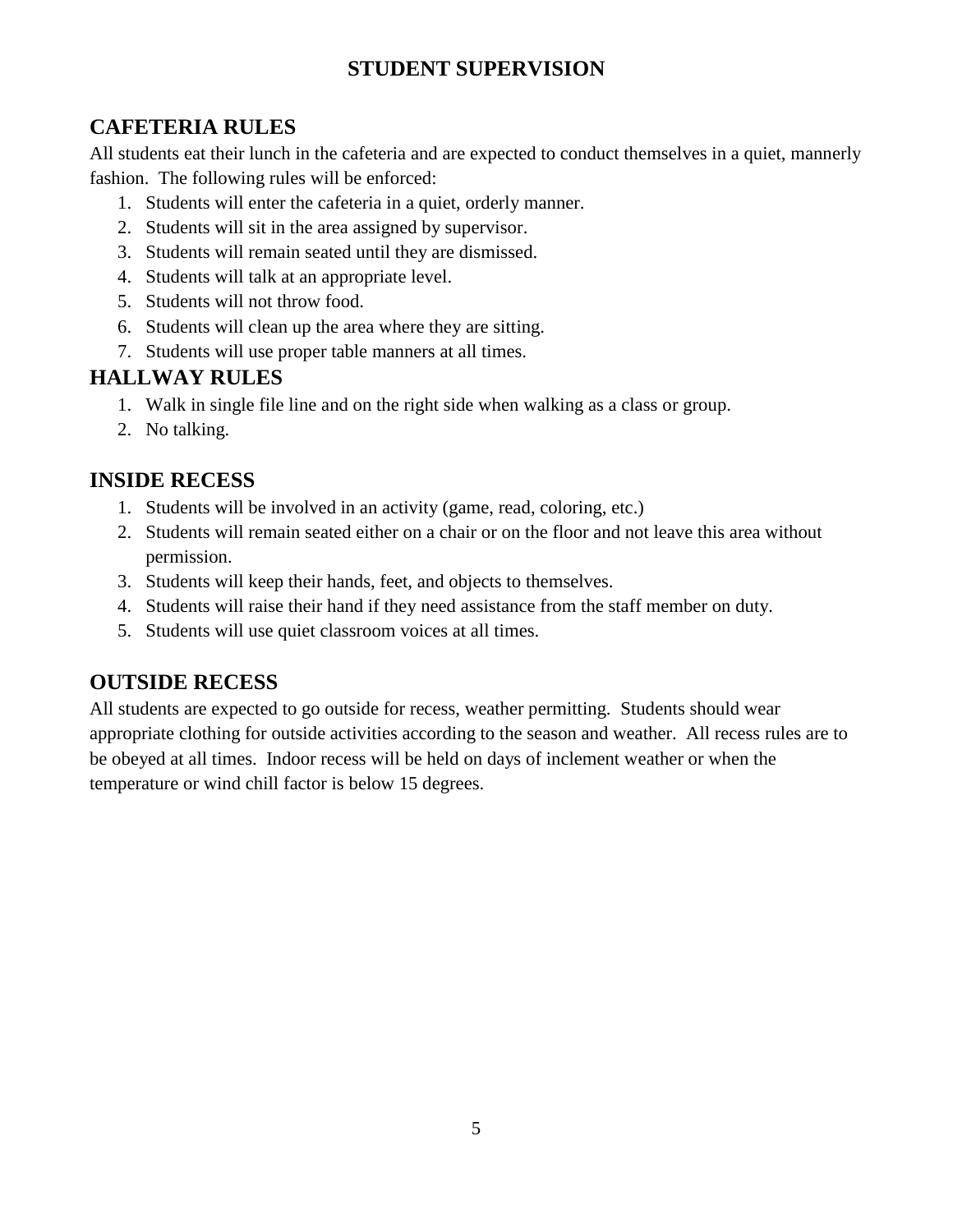# STUDENT SUPERVISION

## CAFETERIA RULES

All students eat their lunch in the cafeteria and are expected to conduct themselves in a quiet, mannerly fashion. The following rules will be enforced:

1. Students will enter the cafeteria in a quiet, orderly manner.
2. Students will sit in the area assigned by supervisor.
3. Students will remain seated until they are dismissed.
4. Students will talk at an appropriate level.
5. Students will not throw food.
6. Students will clean up the area where they are sitting.
7. Students will use proper table manners at all times.

## HALLWAY RULES

1. Walk in single file line and on the right side when walking as a class or group.
2. No talking.

## INSIDE RECESS

1. Students will be involved in an activity (game, read, coloring, etc.)
2. Students will remain seated either on a chair or on the floor and not leave this area without permission.
3. Students will keep their hands, feet, and objects to themselves.
4. Students will raise their hand if they need assistance from the staff member on duty.
5. Students will use quiet classroom voices at all times.

## OUTSIDE RECESS

All students are expected to go outside for recess, weather permitting. Students should wear appropriate clothing for outside activities according to the season and weather. All recess rules are to be obeyed at all times. Indoor recess will be held on days of inclement weather or when the temperature or wind chill factor is below 15 degrees.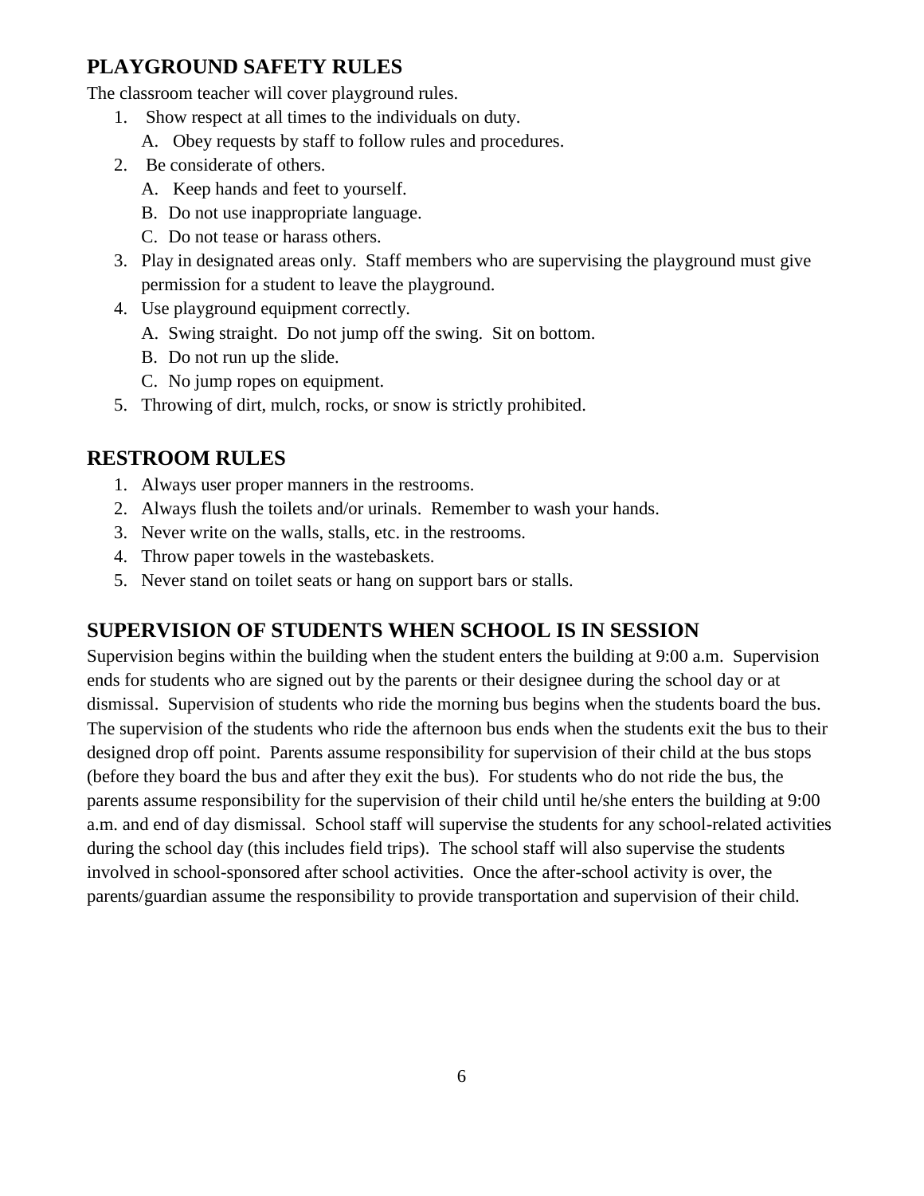## PLAYGROUND SAFETY RULES

The classroom teacher will cover playground rules.

1. Show respect at all times to the individuals on duty.
   A. Obey requests by staff to follow rules and procedures.
2. Be considerate of others.
   A. Keep hands and feet to yourself.
   B. Do not use inappropriate language.
   C. Do not tease or harass others.
3. Play in designated areas only. Staff members who are supervising the playground must give permission for a student to leave the playground.
4. Use playground equipment correctly.
   A. Swing straight. Do not jump off the swing. Sit on bottom.
   B. Do not run up the slide.
   C. No jump ropes on equipment.
5. Throwing of dirt, mulch, rocks, or snow is strictly prohibited.

## RESTROOM RULES

1. Always user proper manners in the restrooms.
2. Always flush the toilets and/or urinals. Remember to wash your hands.
3. Never write on the walls, stalls, etc. in the restrooms.
4. Throw paper towels in the wastebaskets.
5. Never stand on toilet seats or hang on support bars or stalls.

## SUPERVISION OF STUDENTS WHEN SCHOOL IS IN SESSION

Supervision begins within the building when the student enters the building at 9:00 a.m. Supervision ends for students who are signed out by the parents or their designee during the school day or at dismissal. Supervision of students who ride the morning bus begins when the students board the bus. The supervision of the students who ride the afternoon bus ends when the students exit the bus to their designed drop off point. Parents assume responsibility for supervision of their child at the bus stops (before they board the bus and after they exit the bus). For students who do not ride the bus, the parents assume responsibility for the supervision of their child until he/she enters the building at 9:00 a.m. and end of day dismissal. School staff will supervise the students for any school-related activities during the school day (this includes field trips). The school staff will also supervise the students involved in school-sponsored after school activities. Once the after-school activity is over, the parents/guardian assume the responsibility to provide transportation and supervision of their child.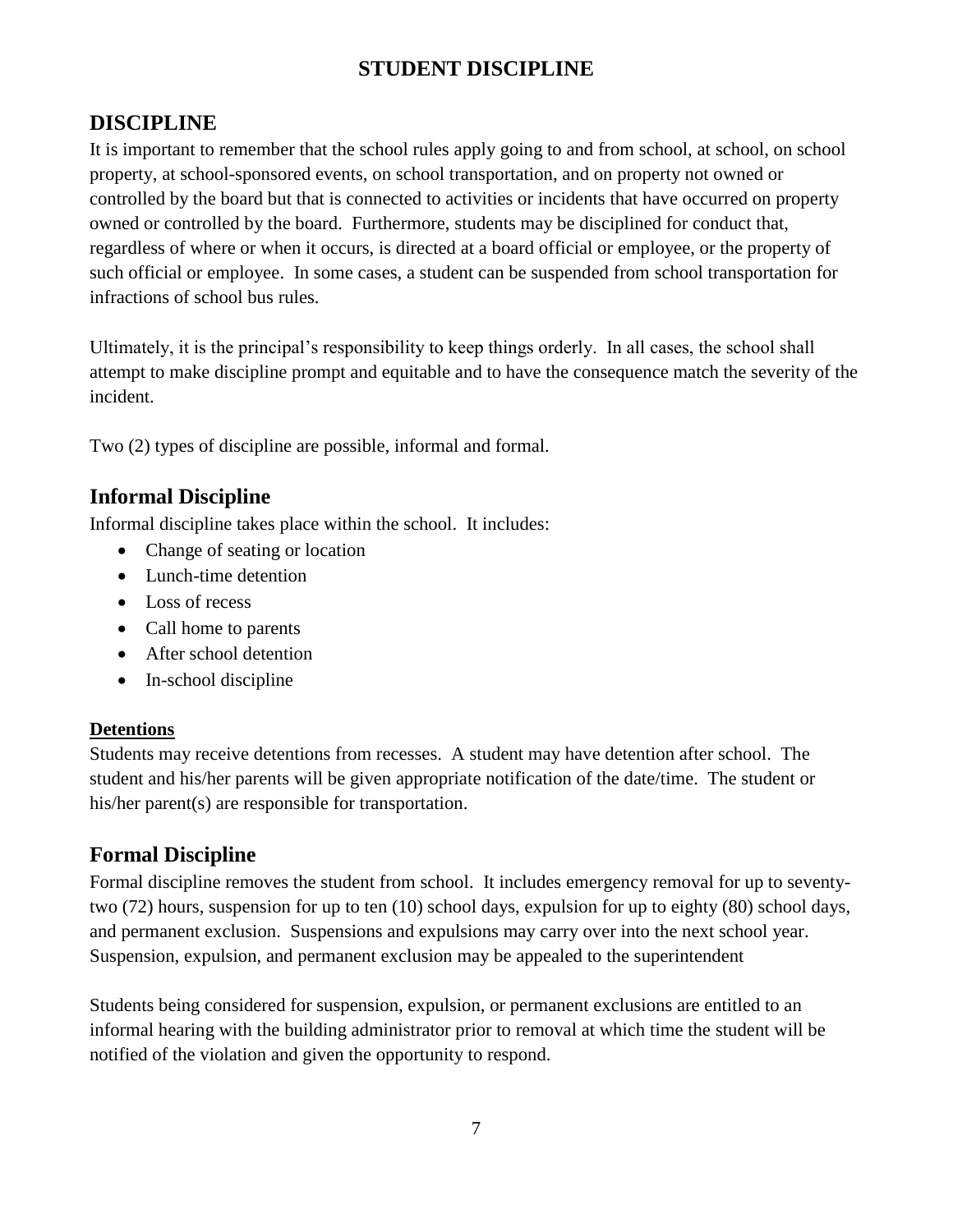# STUDENT DISCIPLINE

## DISCIPLINE

It is important to remember that the school rules apply going to and from school, at school, on school property, at school-sponsored events, on school transportation, and on property not owned or controlled by the board but that is connected to activities or incidents that have occurred on property owned or controlled by the board. Furthermore, students may be disciplined for conduct that, regardless of where or when it occurs, is directed at a board official or employee, or the property of such official or employee. In some cases, a student can be suspended from school transportation for infractions of school bus rules.

Ultimately, it is the principal's responsibility to keep things orderly. In all cases, the school shall attempt to make discipline prompt and equitable and to have the consequence match the severity of the incident.

Two (2) types of discipline are possible, informal and formal.

## Informal Discipline

Informal discipline takes place within the school. It includes:

- Change of seating or location
- Lunch-time detention
- Loss of recess
- Call home to parents
- After school detention
- In-school discipline

**Detentions**

Students may receive detentions from recesses. A student may have detention after school. The student and his/her parents will be given appropriate notification of the date/time. The student or his/her parent(s) are responsible for transportation.

## Formal Discipline

Formal discipline removes the student from school. It includes emergency removal for up to seventy-two (72) hours, suspension for up to ten (10) school days, expulsion for up to eighty (80) school days, and permanent exclusion. Suspensions and expulsions may carry over into the next school year. Suspension, expulsion, and permanent exclusion may be appealed to the superintendent

Students being considered for suspension, expulsion, or permanent exclusions are entitled to an informal hearing with the building administrator prior to removal at which time the student will be notified of the violation and given the opportunity to respond.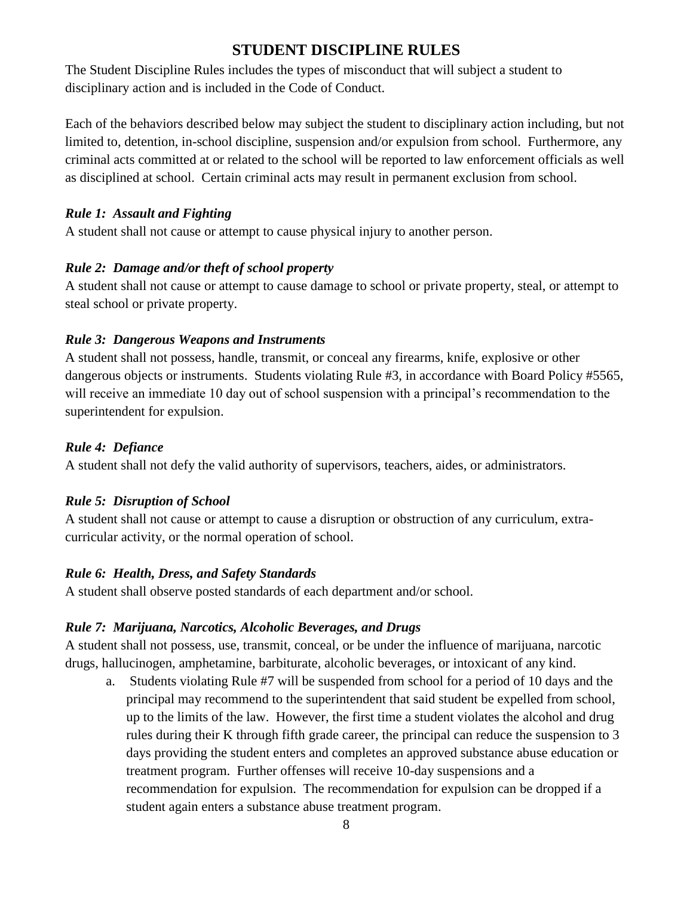## STUDENT DISCIPLINE RULES

The Student Discipline Rules includes the types of misconduct that will subject a student to disciplinary action and is included in the Code of Conduct.

Each of the behaviors described below may subject the student to disciplinary action including, but not limited to, detention, in-school discipline, suspension and/or expulsion from school. Furthermore, any criminal acts committed at or related to the school will be reported to law enforcement officials as well as disciplined at school. Certain criminal acts may result in permanent exclusion from school.

### *Rule 1: Assault and Fighting*

A student shall not cause or attempt to cause physical injury to another person.

### *Rule 2: Damage and/or theft of school property*

A student shall not cause or attempt to cause damage to school or private property, steal, or attempt to steal school or private property.

### *Rule 3: Dangerous Weapons and Instruments*

A student shall not possess, handle, transmit, or conceal any firearms, knife, explosive or other dangerous objects or instruments. Students violating Rule #3, in accordance with Board Policy #5565, will receive an immediate 10 day out of school suspension with a principal's recommendation to the superintendent for expulsion.

### *Rule 4: Defiance*

A student shall not defy the valid authority of supervisors, teachers, aides, or administrators.

### *Rule 5: Disruption of School*

A student shall not cause or attempt to cause a disruption or obstruction of any curriculum, extra-curricular activity, or the normal operation of school.

### *Rule 6: Health, Dress, and Safety Standards*

A student shall observe posted standards of each department and/or school.

### *Rule 7: Marijuana, Narcotics, Alcoholic Beverages, and Drugs*

A student shall not possess, use, transmit, conceal, or be under the influence of marijuana, narcotic drugs, hallucinogen, amphetamine, barbiturate, alcoholic beverages, or intoxicant of any kind.

a. Students violating Rule #7 will be suspended from school for a period of 10 days and the principal may recommend to the superintendent that said student be expelled from school, up to the limits of the law. However, the first time a student violates the alcohol and drug rules during their K through fifth grade career, the principal can reduce the suspension to 3 days providing the student enters and completes an approved substance abuse education or treatment program. Further offenses will receive 10-day suspensions and a recommendation for expulsion. The recommendation for expulsion can be dropped if a student again enters a substance abuse treatment program.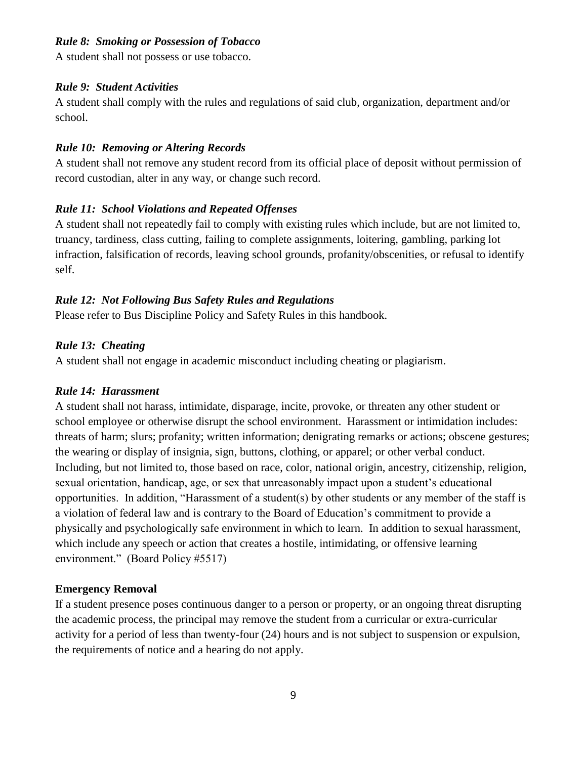***Rule 8: Smoking or Possession of Tobacco***

A student shall not possess or use tobacco.

***Rule 9: Student Activities***

A student shall comply with the rules and regulations of said club, organization, department and/or school.

***Rule 10: Removing or Altering Records***

A student shall not remove any student record from its official place of deposit without permission of record custodian, alter in any way, or change such record.

***Rule 11: School Violations and Repeated Offenses***

A student shall not repeatedly fail to comply with existing rules which include, but are not limited to, truancy, tardiness, class cutting, failing to complete assignments, loitering, gambling, parking lot infraction, falsification of records, leaving school grounds, profanity/obscenities, or refusal to identify self.

***Rule 12: Not Following Bus Safety Rules and Regulations***

Please refer to Bus Discipline Policy and Safety Rules in this handbook.

***Rule 13: Cheating***

A student shall not engage in academic misconduct including cheating or plagiarism.

***Rule 14: Harassment***

A student shall not harass, intimidate, disparage, incite, provoke, or threaten any other student or school employee or otherwise disrupt the school environment. Harassment or intimidation includes: threats of harm; slurs; profanity; written information; denigrating remarks or actions; obscene gestures; the wearing or display of insignia, sign, buttons, clothing, or apparel; or other verbal conduct. Including, but not limited to, those based on race, color, national origin, ancestry, citizenship, religion, sexual orientation, handicap, age, or sex that unreasonably impact upon a student's educational opportunities. In addition, "Harassment of a student(s) by other students or any member of the staff is a violation of federal law and is contrary to the Board of Education's commitment to provide a physically and psychologically safe environment in which to learn. In addition to sexual harassment, which include any speech or action that creates a hostile, intimidating, or offensive learning environment." (Board Policy #5517)

**Emergency Removal**

If a student presence poses continuous danger to a person or property, or an ongoing threat disrupting the academic process, the principal may remove the student from a curricular or extra-curricular activity for a period of less than twenty-four (24) hours and is not subject to suspension or expulsion, the requirements of notice and a hearing do not apply.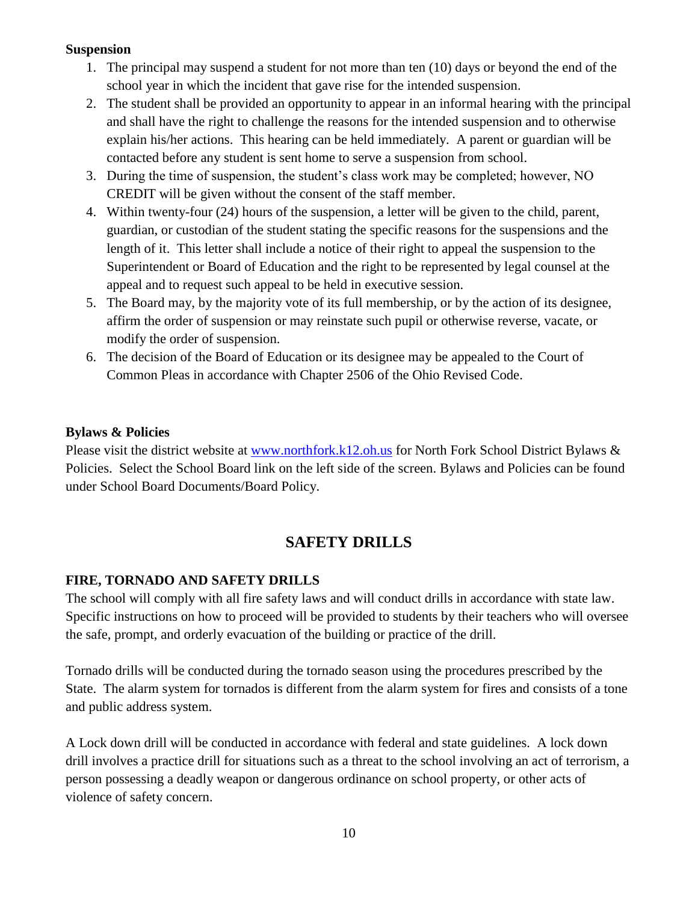**Suspension**

1. The principal may suspend a student for not more than ten (10) days or beyond the end of the school year in which the incident that gave rise for the intended suspension.
2. The student shall be provided an opportunity to appear in an informal hearing with the principal and shall have the right to challenge the reasons for the intended suspension and to otherwise explain his/her actions. This hearing can be held immediately. A parent or guardian will be contacted before any student is sent home to serve a suspension from school.
3. During the time of suspension, the student's class work may be completed; however, NO CREDIT will be given without the consent of the staff member.
4. Within twenty-four (24) hours of the suspension, a letter will be given to the child, parent, guardian, or custodian of the student stating the specific reasons for the suspensions and the length of it. This letter shall include a notice of their right to appeal the suspension to the Superintendent or Board of Education and the right to be represented by legal counsel at the appeal and to request such appeal to be held in executive session.
5. The Board may, by the majority vote of its full membership, or by the action of its designee, affirm the order of suspension or may reinstate such pupil or otherwise reverse, vacate, or modify the order of suspension.
6. The decision of the Board of Education or its designee may be appealed to the Court of Common Pleas in accordance with Chapter 2506 of the Ohio Revised Code.

**Bylaws & Policies**

Please visit the district website at [www.northfork.k12.oh.us](http://www.northfork.k12.oh.us) for North Fork School District Bylaws & Policies. Select the School Board link on the left side of the screen. Bylaws and Policies can be found under School Board Documents/Board Policy.

## SAFETY DRILLS

**FIRE, TORNADO AND SAFETY DRILLS**

The school will comply with all fire safety laws and will conduct drills in accordance with state law. Specific instructions on how to proceed will be provided to students by their teachers who will oversee the safe, prompt, and orderly evacuation of the building or practice of the drill.

Tornado drills will be conducted during the tornado season using the procedures prescribed by the State. The alarm system for tornados is different from the alarm system for fires and consists of a tone and public address system.

A Lock down drill will be conducted in accordance with federal and state guidelines. A lock down drill involves a practice drill for situations such as a threat to the school involving an act of terrorism, a person possessing a deadly weapon or dangerous ordinance on school property, or other acts of violence of safety concern.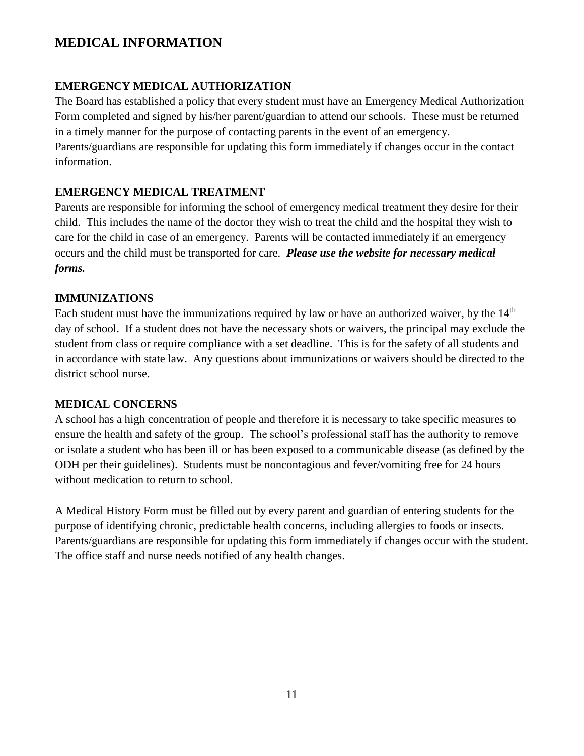# MEDICAL INFORMATION

## EMERGENCY MEDICAL AUTHORIZATION

The Board has established a policy that every student must have an Emergency Medical Authorization Form completed and signed by his/her parent/guardian to attend our schools. These must be returned in a timely manner for the purpose of contacting parents in the event of an emergency. Parents/guardians are responsible for updating this form immediately if changes occur in the contact information.

## EMERGENCY MEDICAL TREATMENT

Parents are responsible for informing the school of emergency medical treatment they desire for their child. This includes the name of the doctor they wish to treat the child and the hospital they wish to care for the child in case of an emergency. Parents will be contacted immediately if an emergency occurs and the child must be transported for care. ***Please use the website for necessary medical forms.***

## IMMUNIZATIONS

Each student must have the immunizations required by law or have an authorized waiver, by the 14th day of school. If a student does not have the necessary shots or waivers, the principal may exclude the student from class or require compliance with a set deadline. This is for the safety of all students and in accordance with state law. Any questions about immunizations or waivers should be directed to the district school nurse.

## MEDICAL CONCERNS

A school has a high concentration of people and therefore it is necessary to take specific measures to ensure the health and safety of the group. The school's professional staff has the authority to remove or isolate a student who has been ill or has been exposed to a communicable disease (as defined by the ODH per their guidelines). Students must be noncontagious and fever/vomiting free for 24 hours without medication to return to school.

A Medical History Form must be filled out by every parent and guardian of entering students for the purpose of identifying chronic, predictable health concerns, including allergies to foods or insects. Parents/guardians are responsible for updating this form immediately if changes occur with the student. The office staff and nurse needs notified of any health changes.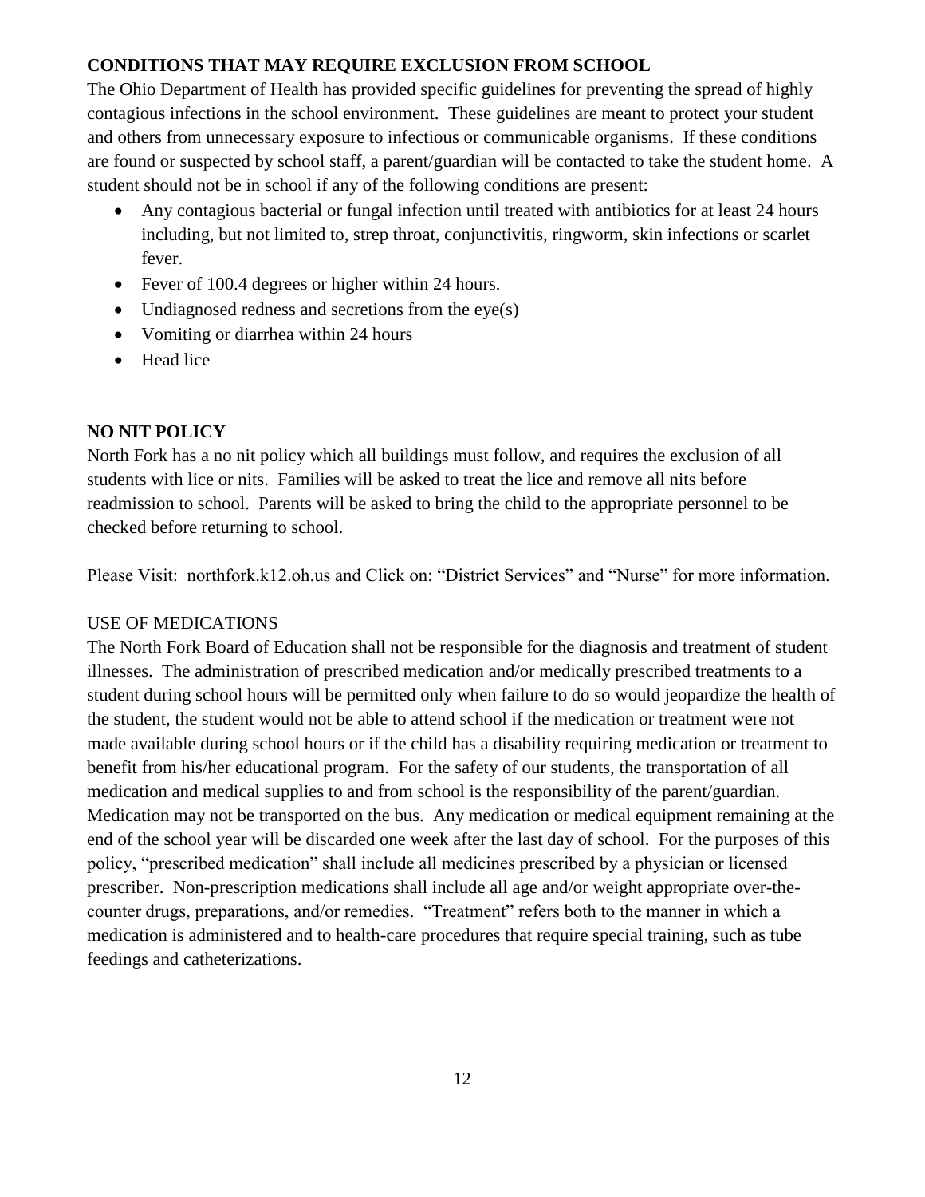## CONDITIONS THAT MAY REQUIRE EXCLUSION FROM SCHOOL

The Ohio Department of Health has provided specific guidelines for preventing the spread of highly contagious infections in the school environment. These guidelines are meant to protect your student and others from unnecessary exposure to infectious or communicable organisms. If these conditions are found or suspected by school staff, a parent/guardian will be contacted to take the student home. A student should not be in school if any of the following conditions are present:

- Any contagious bacterial or fungal infection until treated with antibiotics for at least 24 hours including, but not limited to, strep throat, conjunctivitis, ringworm, skin infections or scarlet fever.
- Fever of 100.4 degrees or higher within 24 hours.
- Undiagnosed redness and secretions from the eye(s)
- Vomiting or diarrhea within 24 hours
- Head lice

## NO NIT POLICY

North Fork has a no nit policy which all buildings must follow, and requires the exclusion of all students with lice or nits. Families will be asked to treat the lice and remove all nits before readmission to school. Parents will be asked to bring the child to the appropriate personnel to be checked before returning to school.

Please Visit: northfork.k12.oh.us and Click on: "District Services" and "Nurse" for more information.

## USE OF MEDICATIONS

The North Fork Board of Education shall not be responsible for the diagnosis and treatment of student illnesses. The administration of prescribed medication and/or medically prescribed treatments to a student during school hours will be permitted only when failure to do so would jeopardize the health of the student, the student would not be able to attend school if the medication or treatment were not made available during school hours or if the child has a disability requiring medication or treatment to benefit from his/her educational program. For the safety of our students, the transportation of all medication and medical supplies to and from school is the responsibility of the parent/guardian. Medication may not be transported on the bus. Any medication or medical equipment remaining at the end of the school year will be discarded one week after the last day of school. For the purposes of this policy, "prescribed medication" shall include all medicines prescribed by a physician or licensed prescriber. Non-prescription medications shall include all age and/or weight appropriate over-the-counter drugs, preparations, and/or remedies. "Treatment" refers both to the manner in which a medication is administered and to health-care procedures that require special training, such as tube feedings and catheterizations.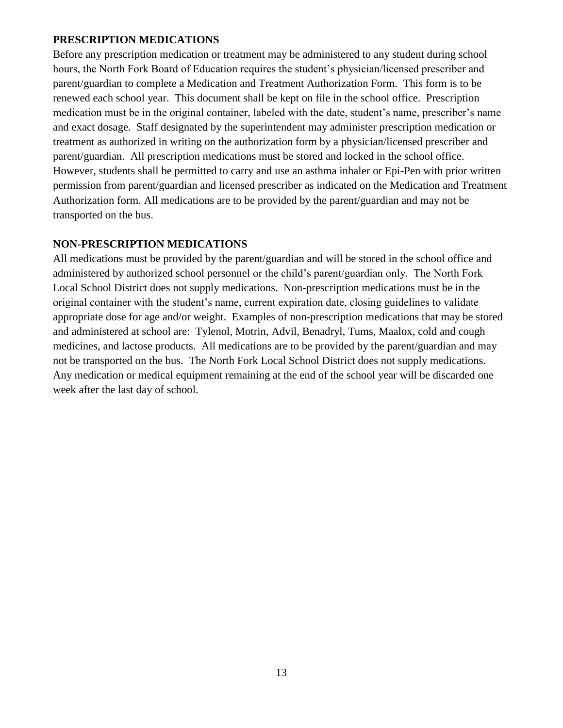## PRESCRIPTION MEDICATIONS

Before any prescription medication or treatment may be administered to any student during school hours, the North Fork Board of Education requires the student's physician/licensed prescriber and parent/guardian to complete a Medication and Treatment Authorization Form. This form is to be renewed each school year. This document shall be kept on file in the school office. Prescription medication must be in the original container, labeled with the date, student's name, prescriber's name and exact dosage. Staff designated by the superintendent may administer prescription medication or treatment as authorized in writing on the authorization form by a physician/licensed prescriber and parent/guardian. All prescription medications must be stored and locked in the school office. However, students shall be permitted to carry and use an asthma inhaler or Epi-Pen with prior written permission from parent/guardian and licensed prescriber as indicated on the Medication and Treatment Authorization form. All medications are to be provided by the parent/guardian and may not be transported on the bus.

## NON-PRESCRIPTION MEDICATIONS

All medications must be provided by the parent/guardian and will be stored in the school office and administered by authorized school personnel or the child's parent/guardian only. The North Fork Local School District does not supply medications. Non-prescription medications must be in the original container with the student's name, current expiration date, closing guidelines to validate appropriate dose for age and/or weight. Examples of non-prescription medications that may be stored and administered at school are: Tylenol, Motrin, Advil, Benadryl, Tums, Maalox, cold and cough medicines, and lactose products. All medications are to be provided by the parent/guardian and may not be transported on the bus. The North Fork Local School District does not supply medications. Any medication or medical equipment remaining at the end of the school year will be discarded one week after the last day of school.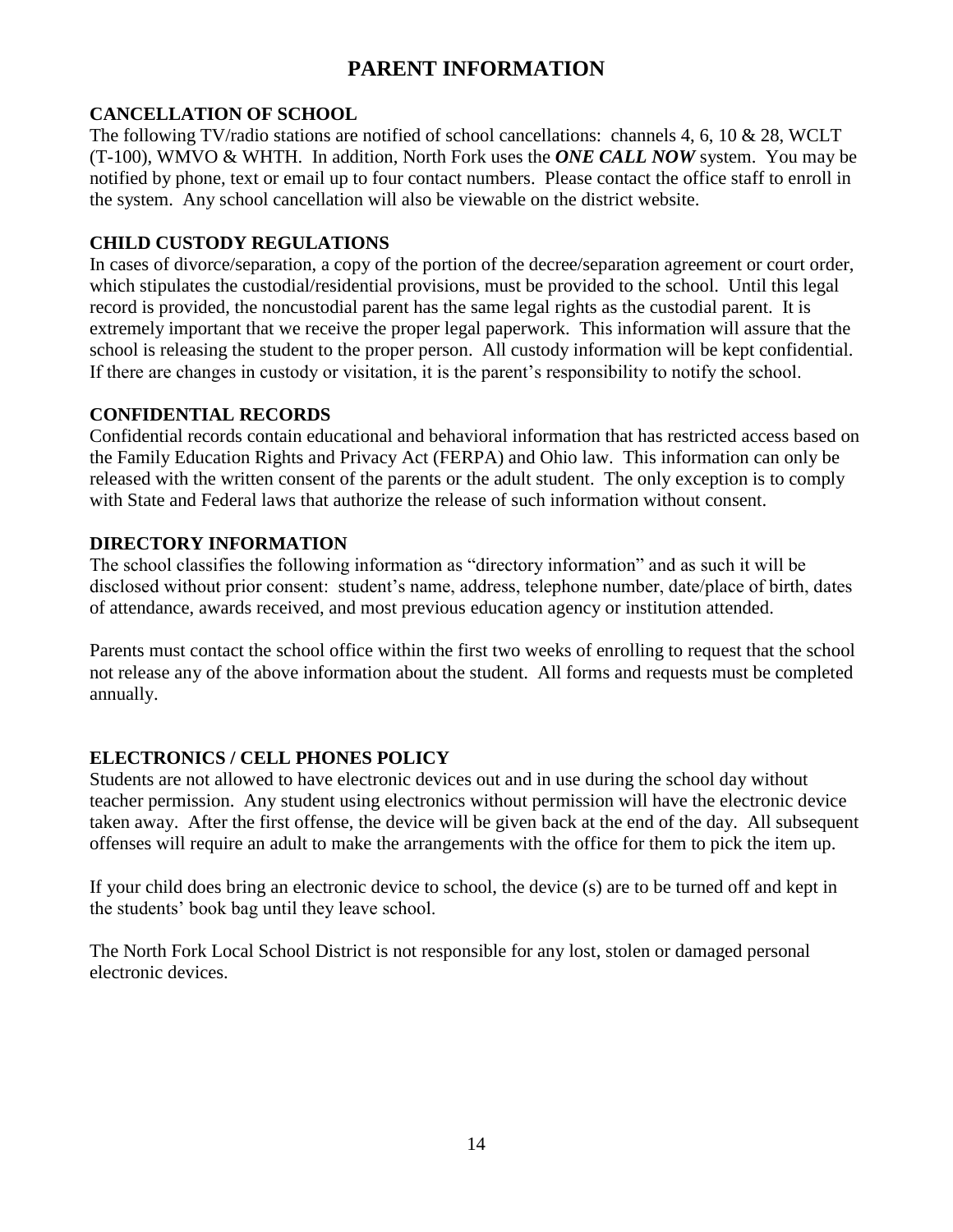# PARENT INFORMATION

## CANCELLATION OF SCHOOL

The following TV/radio stations are notified of school cancellations: channels 4, 6, 10 & 28, WCLT (T-100), WMVO & WHTH. In addition, North Fork uses the ***ONE CALL NOW*** system. You may be notified by phone, text or email up to four contact numbers. Please contact the office staff to enroll in the system. Any school cancellation will also be viewable on the district website.

## CHILD CUSTODY REGULATIONS

In cases of divorce/separation, a copy of the portion of the decree/separation agreement or court order, which stipulates the custodial/residential provisions, must be provided to the school. Until this legal record is provided, the noncustodial parent has the same legal rights as the custodial parent. It is extremely important that we receive the proper legal paperwork. This information will assure that the school is releasing the student to the proper person. All custody information will be kept confidential. If there are changes in custody or visitation, it is the parent's responsibility to notify the school.

## CONFIDENTIAL RECORDS

Confidential records contain educational and behavioral information that has restricted access based on the Family Education Rights and Privacy Act (FERPA) and Ohio law. This information can only be released with the written consent of the parents or the adult student. The only exception is to comply with State and Federal laws that authorize the release of such information without consent.

## DIRECTORY INFORMATION

The school classifies the following information as "directory information" and as such it will be disclosed without prior consent: student's name, address, telephone number, date/place of birth, dates of attendance, awards received, and most previous education agency or institution attended.

Parents must contact the school office within the first two weeks of enrolling to request that the school not release any of the above information about the student. All forms and requests must be completed annually.

## ELECTRONICS / CELL PHONES POLICY

Students are not allowed to have electronic devices out and in use during the school day without teacher permission. Any student using electronics without permission will have the electronic device taken away. After the first offense, the device will be given back at the end of the day. All subsequent offenses will require an adult to make the arrangements with the office for them to pick the item up.

If your child does bring an electronic device to school, the device (s) are to be turned off and kept in the students' book bag until they leave school.

The North Fork Local School District is not responsible for any lost, stolen or damaged personal electronic devices.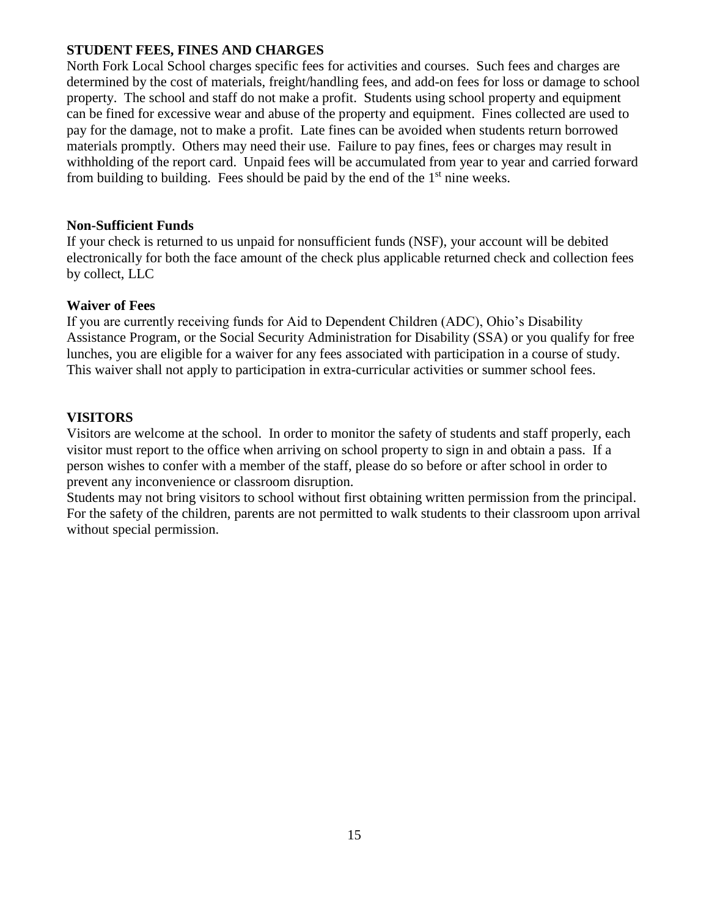## STUDENT FEES, FINES AND CHARGES

North Fork Local School charges specific fees for activities and courses. Such fees and charges are determined by the cost of materials, freight/handling fees, and add-on fees for loss or damage to school property. The school and staff do not make a profit. Students using school property and equipment can be fined for excessive wear and abuse of the property and equipment. Fines collected are used to pay for the damage, not to make a profit. Late fines can be avoided when students return borrowed materials promptly. Others may need their use. Failure to pay fines, fees or charges may result in withholding of the report card. Unpaid fees will be accumulated from year to year and carried forward from building to building. Fees should be paid by the end of the 1st nine weeks.

### Non-Sufficient Funds

If your check is returned to us unpaid for nonsufficient funds (NSF), your account will be debited electronically for both the face amount of the check plus applicable returned check and collection fees by collect, LLC

### Waiver of Fees

If you are currently receiving funds for Aid to Dependent Children (ADC), Ohio's Disability Assistance Program, or the Social Security Administration for Disability (SSA) or you qualify for free lunches, you are eligible for a waiver for any fees associated with participation in a course of study. This waiver shall not apply to participation in extra-curricular activities or summer school fees.

## VISITORS

Visitors are welcome at the school. In order to monitor the safety of students and staff properly, each visitor must report to the office when arriving on school property to sign in and obtain a pass. If a person wishes to confer with a member of the staff, please do so before or after school in order to prevent any inconvenience or classroom disruption.

Students may not bring visitors to school without first obtaining written permission from the principal. For the safety of the children, parents are not permitted to walk students to their classroom upon arrival without special permission.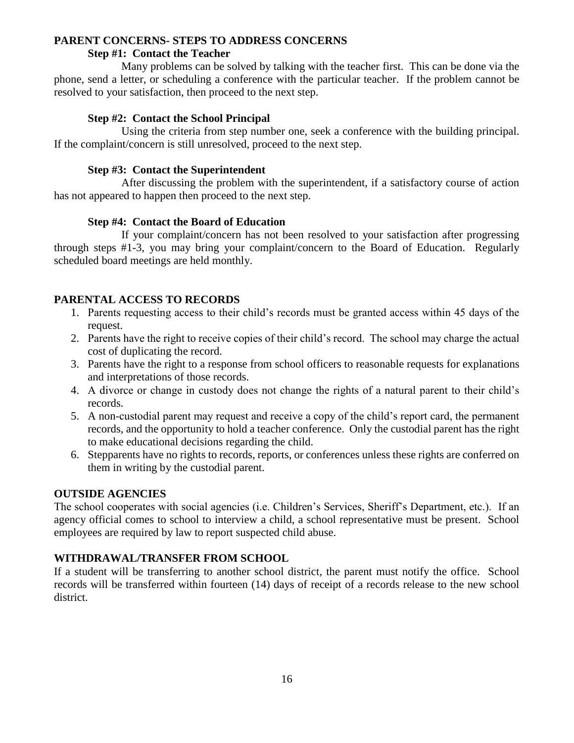## PARENT CONCERNS- STEPS TO ADDRESS CONCERNS

### Step #1: Contact the Teacher

Many problems can be solved by talking with the teacher first. This can be done via the phone, send a letter, or scheduling a conference with the particular teacher. If the problem cannot be resolved to your satisfaction, then proceed to the next step.

### Step #2: Contact the School Principal

Using the criteria from step number one, seek a conference with the building principal. If the complaint/concern is still unresolved, proceed to the next step.

### Step #3: Contact the Superintendent

After discussing the problem with the superintendent, if a satisfactory course of action has not appeared to happen then proceed to the next step.

### Step #4: Contact the Board of Education

If your complaint/concern has not been resolved to your satisfaction after progressing through steps #1-3, you may bring your complaint/concern to the Board of Education. Regularly scheduled board meetings are held monthly.

## PARENTAL ACCESS TO RECORDS

1. Parents requesting access to their child's records must be granted access within 45 days of the request.
2. Parents have the right to receive copies of their child's record. The school may charge the actual cost of duplicating the record.
3. Parents have the right to a response from school officers to reasonable requests for explanations and interpretations of those records.
4. A divorce or change in custody does not change the rights of a natural parent to their child's records.
5. A non-custodial parent may request and receive a copy of the child's report card, the permanent records, and the opportunity to hold a teacher conference. Only the custodial parent has the right to make educational decisions regarding the child.
6. Stepparents have no rights to records, reports, or conferences unless these rights are conferred on them in writing by the custodial parent.

## OUTSIDE AGENCIES

The school cooperates with social agencies (i.e. Children's Services, Sheriff's Department, etc.). If an agency official comes to school to interview a child, a school representative must be present. School employees are required by law to report suspected child abuse.

## WITHDRAWAL/TRANSFER FROM SCHOOL

If a student will be transferring to another school district, the parent must notify the office. School records will be transferred within fourteen (14) days of receipt of a records release to the new school district.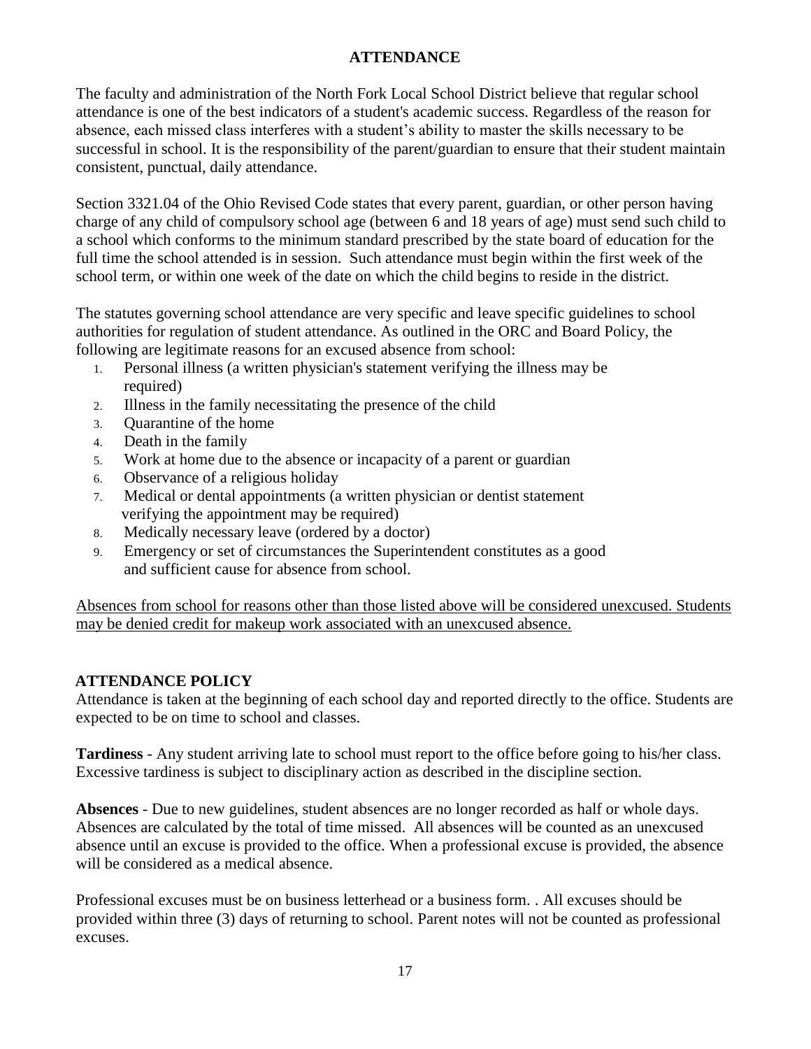## ATTENDANCE

The faculty and administration of the North Fork Local School District believe that regular school attendance is one of the best indicators of a student's academic success. Regardless of the reason for absence, each missed class interferes with a student's ability to master the skills necessary to be successful in school. It is the responsibility of the parent/guardian to ensure that their student maintain consistent, punctual, daily attendance.

Section 3321.04 of the Ohio Revised Code states that every parent, guardian, or other person having charge of any child of compulsory school age (between 6 and 18 years of age) must send such child to a school which conforms to the minimum standard prescribed by the state board of education for the full time the school attended is in session. Such attendance must begin within the first week of the school term, or within one week of the date on which the child begins to reside in the district.

The statutes governing school attendance are very specific and leave specific guidelines to school authorities for regulation of student attendance. As outlined in the ORC and Board Policy, the following are legitimate reasons for an excused absence from school:

1. Personal illness (a written physician's statement verifying the illness may be required)
2. Illness in the family necessitating the presence of the child
3. Quarantine of the home
4. Death in the family
5. Work at home due to the absence or incapacity of a parent or guardian
6. Observance of a religious holiday
7. Medical or dental appointments (a written physician or dentist statement verifying the appointment may be required)
8. Medically necessary leave (ordered by a doctor)
9. Emergency or set of circumstances the Superintendent constitutes as a good and sufficient cause for absence from school.

<u>Absences from school for reasons other than those listed above will be considered unexcused. Students may be denied credit for makeup work associated with an unexcused absence.</u>

### ATTENDANCE POLICY

Attendance is taken at the beginning of each school day and reported directly to the office. Students are expected to be on time to school and classes.

**Tardiness** - Any student arriving late to school must report to the office before going to his/her class. Excessive tardiness is subject to disciplinary action as described in the discipline section.

**Absences** - Due to new guidelines, student absences are no longer recorded as half or whole days. Absences are calculated by the total of time missed. All absences will be counted as an unexcused absence until an excuse is provided to the office. When a professional excuse is provided, the absence will be considered as a medical absence.

Professional excuses must be on business letterhead or a business form. . All excuses should be provided within three (3) days of returning to school. Parent notes will not be counted as professional excuses.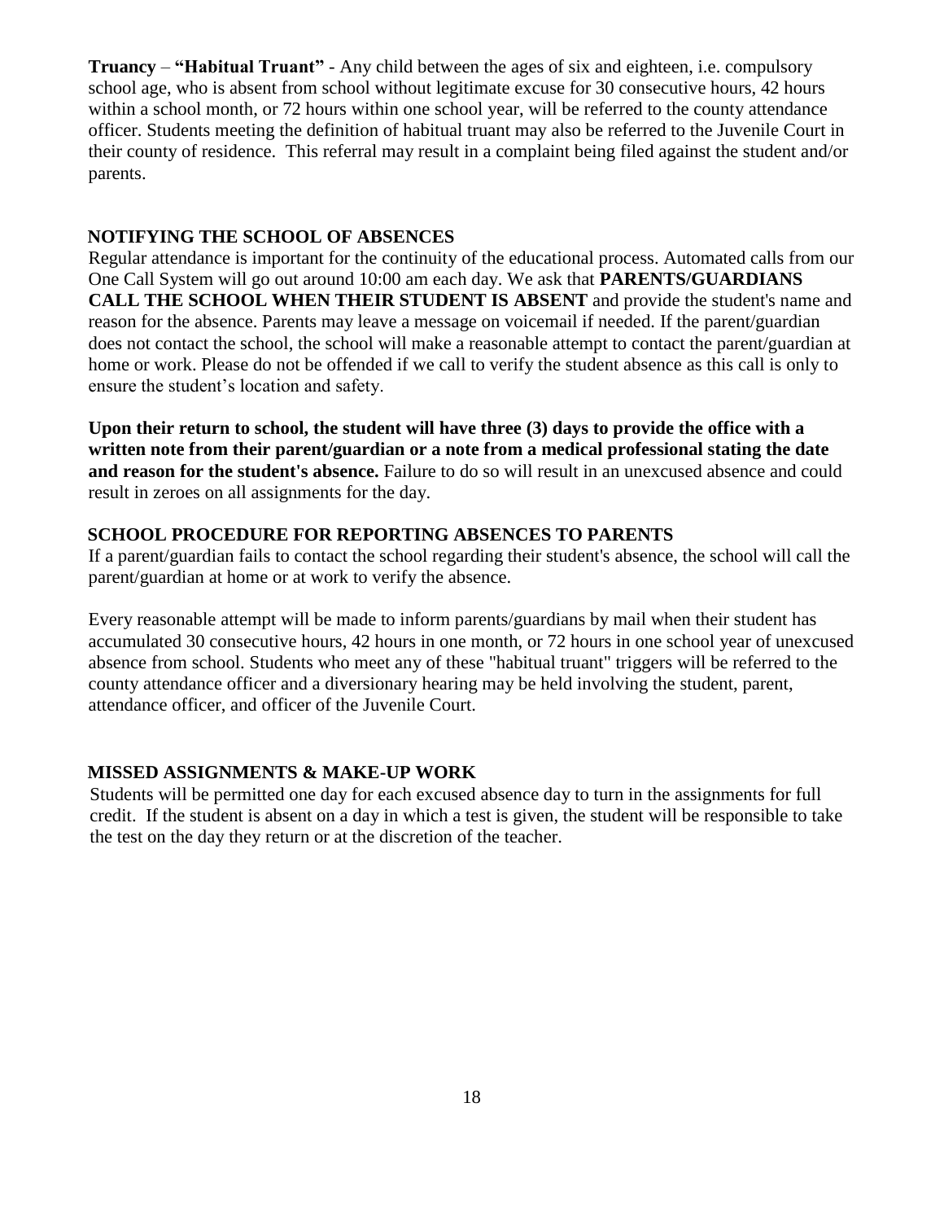**Truancy** – **"Habitual Truant"** - Any child between the ages of six and eighteen, i.e. compulsory school age, who is absent from school without legitimate excuse for 30 consecutive hours, 42 hours within a school month, or 72 hours within one school year, will be referred to the county attendance officer. Students meeting the definition of habitual truant may also be referred to the Juvenile Court in their county of residence. This referral may result in a complaint being filed against the student and/or parents.

## NOTIFYING THE SCHOOL OF ABSENCES

Regular attendance is important for the continuity of the educational process. Automated calls from our One Call System will go out around 10:00 am each day. We ask that **PARENTS/GUARDIANS CALL THE SCHOOL WHEN THEIR STUDENT IS ABSENT** and provide the student's name and reason for the absence. Parents may leave a message on voicemail if needed. If the parent/guardian does not contact the school, the school will make a reasonable attempt to contact the parent/guardian at home or work. Please do not be offended if we call to verify the student absence as this call is only to ensure the student's location and safety.

**Upon their return to school, the student will have three (3) days to provide the office with a written note from their parent/guardian or a note from a medical professional stating the date and reason for the student's absence.** Failure to do so will result in an unexcused absence and could result in zeroes on all assignments for the day.

## SCHOOL PROCEDURE FOR REPORTING ABSENCES TO PARENTS

If a parent/guardian fails to contact the school regarding their student's absence, the school will call the parent/guardian at home or at work to verify the absence.

Every reasonable attempt will be made to inform parents/guardians by mail when their student has accumulated 30 consecutive hours, 42 hours in one month, or 72 hours in one school year of unexcused absence from school. Students who meet any of these "habitual truant" triggers will be referred to the county attendance officer and a diversionary hearing may be held involving the student, parent, attendance officer, and officer of the Juvenile Court.

## MISSED ASSIGNMENTS & MAKE-UP WORK

Students will be permitted one day for each excused absence day to turn in the assignments for full credit. If the student is absent on a day in which a test is given, the student will be responsible to take the test on the day they return or at the discretion of the teacher.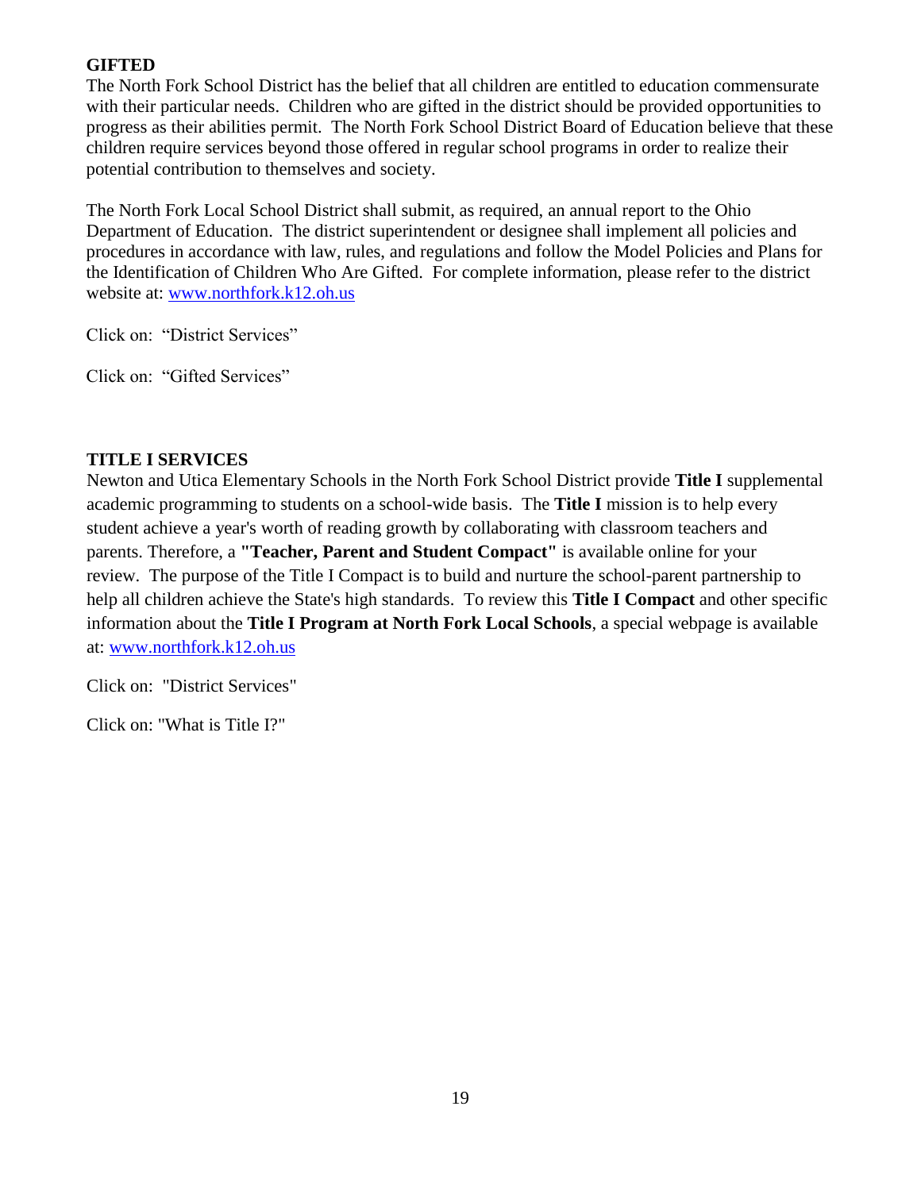## GIFTED

The North Fork School District has the belief that all children are entitled to education commensurate with their particular needs. Children who are gifted in the district should be provided opportunities to progress as their abilities permit. The North Fork School District Board of Education believe that these children require services beyond those offered in regular school programs in order to realize their potential contribution to themselves and society.

The North Fork Local School District shall submit, as required, an annual report to the Ohio Department of Education. The district superintendent or designee shall implement all policies and procedures in accordance with law, rules, and regulations and follow the Model Policies and Plans for the Identification of Children Who Are Gifted. For complete information, please refer to the district website at: [www.northfork.k12.oh.us](http://www.northfork.k12.oh.us)

Click on: "District Services"

Click on: "Gifted Services"

## TITLE I SERVICES

Newton and Utica Elementary Schools in the North Fork School District provide **Title I** supplemental academic programming to students on a school-wide basis. The **Title I** mission is to help every student achieve a year's worth of reading growth by collaborating with classroom teachers and parents. Therefore, a **"Teacher, Parent and Student Compact"** is available online for your review. The purpose of the Title I Compact is to build and nurture the school-parent partnership to help all children achieve the State's high standards. To review this **Title I Compact** and other specific information about the **Title I Program at North Fork Local Schools**, a special webpage is available at: [www.northfork.k12.oh.us](http://www.northfork.k12.oh.us)

Click on: "District Services"

Click on: "What is Title I?"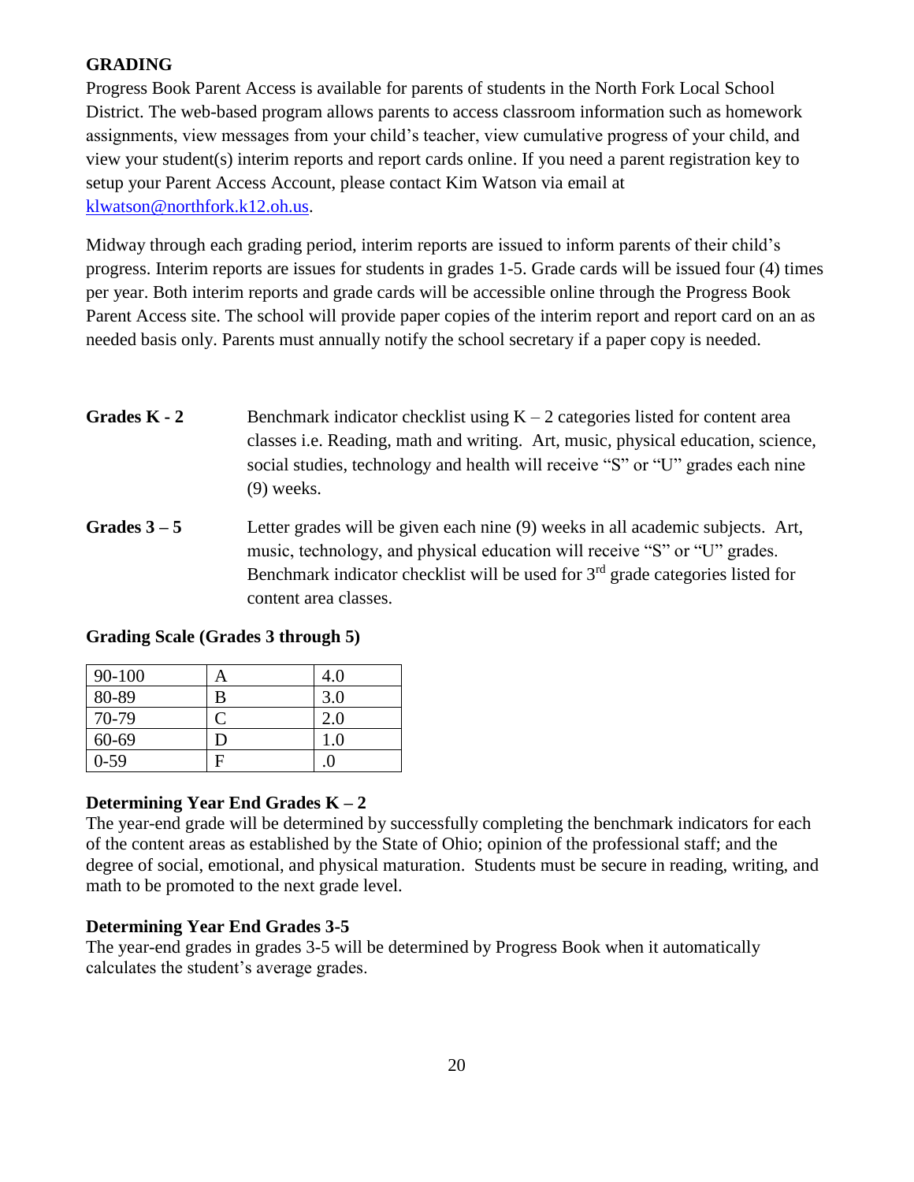## GRADING

Progress Book Parent Access is available for parents of students in the North Fork Local School District. The web-based program allows parents to access classroom information such as homework assignments, view messages from your child's teacher, view cumulative progress of your child, and view your student(s) interim reports and report cards online. If you need a parent registration key to setup your Parent Access Account, please contact Kim Watson via email at klwatson@northfork.k12.oh.us.

Midway through each grading period, interim reports are issued to inform parents of their child's progress. Interim reports are issues for students in grades 1-5. Grade cards will be issued four (4) times per year. Both interim reports and grade cards will be accessible online through the Progress Book Parent Access site. The school will provide paper copies of the interim report and report card on an as needed basis only. Parents must annually notify the school secretary if a paper copy is needed.

**Grades K - 2** Benchmark indicator checklist using K – 2 categories listed for content area classes i.e. Reading, math and writing. Art, music, physical education, science, social studies, technology and health will receive "S" or "U" grades each nine (9) weeks.

**Grades 3 – 5** Letter grades will be given each nine (9) weeks in all academic subjects. Art, music, technology, and physical education will receive "S" or "U" grades. Benchmark indicator checklist will be used for 3rd grade categories listed for content area classes.

**Grading Scale (Grades 3 through 5)**

| 90-100 | A | 4.0 |
|---|---|---|
| 80-89 | B | 3.0 |
| 70-79 | C | 2.0 |
| 60-69 | D | 1.0 |
| 0-59 | F | .0 |

**Determining Year End Grades K – 2**

The year-end grade will be determined by successfully completing the benchmark indicators for each of the content areas as established by the State of Ohio; opinion of the professional staff; and the degree of social, emotional, and physical maturation. Students must be secure in reading, writing, and math to be promoted to the next grade level.

**Determining Year End Grades 3-5**

The year-end grades in grades 3-5 will be determined by Progress Book when it automatically calculates the student's average grades.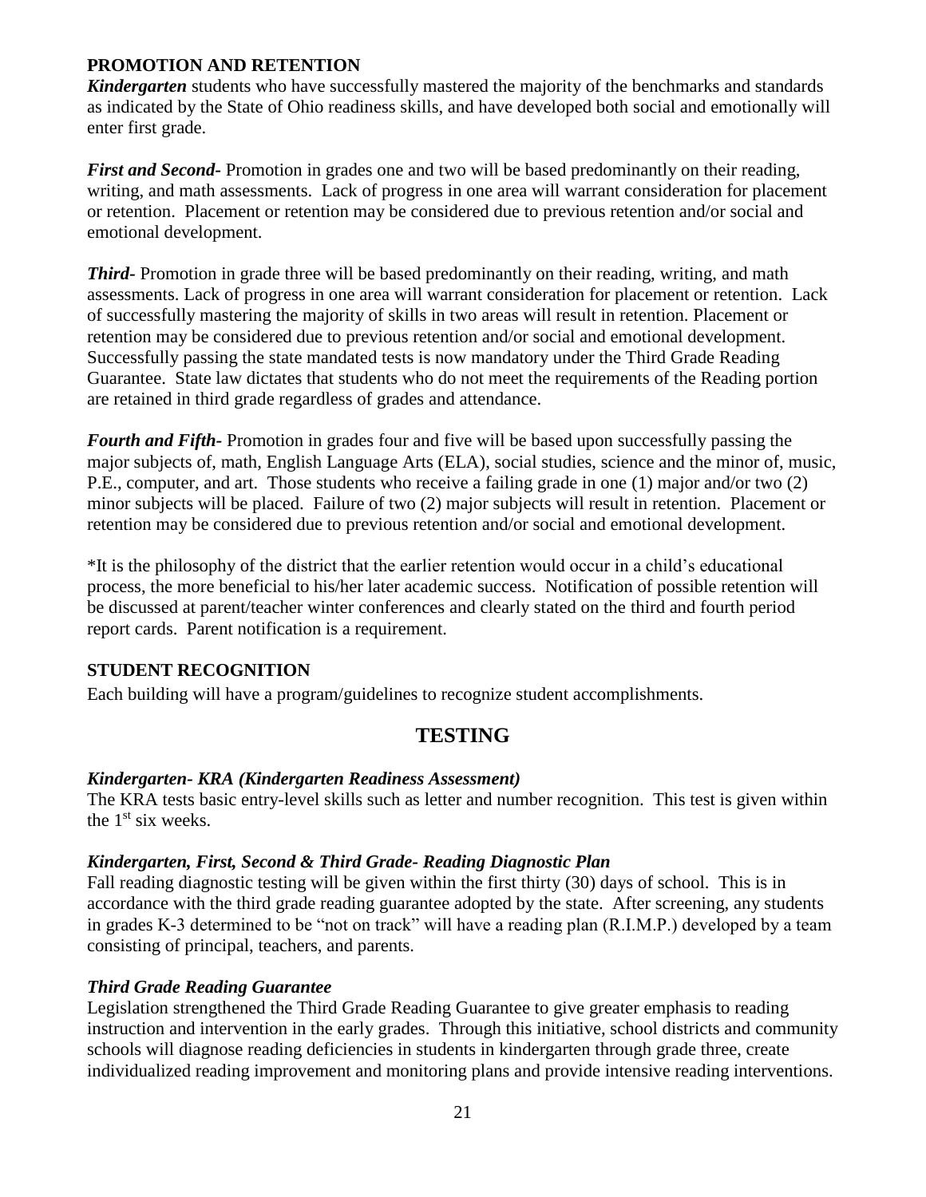## PROMOTION AND RETENTION

***Kindergarten*** students who have successfully mastered the majority of the benchmarks and standards as indicated by the State of Ohio readiness skills, and have developed both social and emotionally will enter first grade.

***First and Second-*** Promotion in grades one and two will be based predominantly on their reading, writing, and math assessments. Lack of progress in one area will warrant consideration for placement or retention. Placement or retention may be considered due to previous retention and/or social and emotional development.

***Third-*** Promotion in grade three will be based predominantly on their reading, writing, and math assessments. Lack of progress in one area will warrant consideration for placement or retention. Lack of successfully mastering the majority of skills in two areas will result in retention. Placement or retention may be considered due to previous retention and/or social and emotional development. Successfully passing the state mandated tests is now mandatory under the Third Grade Reading Guarantee. State law dictates that students who do not meet the requirements of the Reading portion are retained in third grade regardless of grades and attendance.

***Fourth and Fifth-*** Promotion in grades four and five will be based upon successfully passing the major subjects of, math, English Language Arts (ELA), social studies, science and the minor of, music, P.E., computer, and art. Those students who receive a failing grade in one (1) major and/or two (2) minor subjects will be placed. Failure of two (2) major subjects will result in retention. Placement or retention may be considered due to previous retention and/or social and emotional development.

*It is the philosophy of the district that the earlier retention would occur in a child's educational process, the more beneficial to his/her later academic success. Notification of possible retention will be discussed at parent/teacher winter conferences and clearly stated on the third and fourth period report cards. Parent notification is a requirement.

## STUDENT RECOGNITION

Each building will have a program/guidelines to recognize student accomplishments.

# TESTING

### *Kindergarten- KRA (Kindergarten Readiness Assessment)*

The KRA tests basic entry-level skills such as letter and number recognition. This test is given within the 1st six weeks.

### *Kindergarten, First, Second & Third Grade- Reading Diagnostic Plan*

Fall reading diagnostic testing will be given within the first thirty (30) days of school. This is in accordance with the third grade reading guarantee adopted by the state. After screening, any students in grades K-3 determined to be "not on track" will have a reading plan (R.I.M.P.) developed by a team consisting of principal, teachers, and parents.

### *Third Grade Reading Guarantee*

Legislation strengthened the Third Grade Reading Guarantee to give greater emphasis to reading instruction and intervention in the early grades. Through this initiative, school districts and community schools will diagnose reading deficiencies in students in kindergarten through grade three, create individualized reading improvement and monitoring plans and provide intensive reading interventions.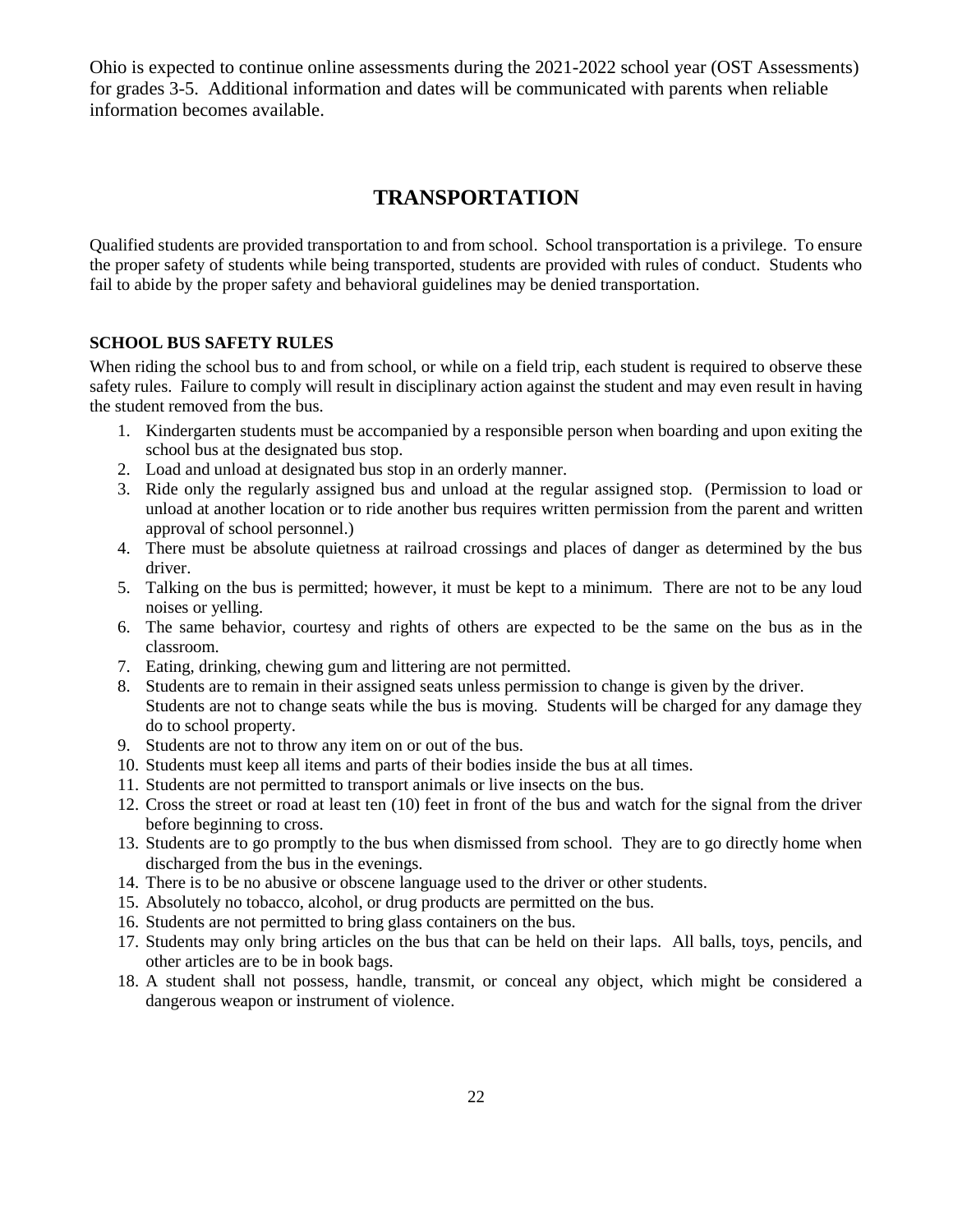Ohio is expected to continue online assessments during the 2021-2022 school year (OST Assessments) for grades 3-5. Additional information and dates will be communicated with parents when reliable information becomes available.

# TRANSPORTATION

Qualified students are provided transportation to and from school. School transportation is a privilege. To ensure the proper safety of students while being transported, students are provided with rules of conduct. Students who fail to abide by the proper safety and behavioral guidelines may be denied transportation.

### SCHOOL BUS SAFETY RULES

When riding the school bus to and from school, or while on a field trip, each student is required to observe these safety rules. Failure to comply will result in disciplinary action against the student and may even result in having the student removed from the bus.

1. Kindergarten students must be accompanied by a responsible person when boarding and upon exiting the school bus at the designated bus stop.
2. Load and unload at designated bus stop in an orderly manner.
3. Ride only the regularly assigned bus and unload at the regular assigned stop. (Permission to load or unload at another location or to ride another bus requires written permission from the parent and written approval of school personnel.)
4. There must be absolute quietness at railroad crossings and places of danger as determined by the bus driver.
5. Talking on the bus is permitted; however, it must be kept to a minimum. There are not to be any loud noises or yelling.
6. The same behavior, courtesy and rights of others are expected to be the same on the bus as in the classroom.
7. Eating, drinking, chewing gum and littering are not permitted.
8. Students are to remain in their assigned seats unless permission to change is given by the driver. Students are not to change seats while the bus is moving. Students will be charged for any damage they do to school property.
9. Students are not to throw any item on or out of the bus.
10. Students must keep all items and parts of their bodies inside the bus at all times.
11. Students are not permitted to transport animals or live insects on the bus.
12. Cross the street or road at least ten (10) feet in front of the bus and watch for the signal from the driver before beginning to cross.
13. Students are to go promptly to the bus when dismissed from school. They are to go directly home when discharged from the bus in the evenings.
14. There is to be no abusive or obscene language used to the driver or other students.
15. Absolutely no tobacco, alcohol, or drug products are permitted on the bus.
16. Students are not permitted to bring glass containers on the bus.
17. Students may only bring articles on the bus that can be held on their laps. All balls, toys, pencils, and other articles are to be in book bags.
18. A student shall not possess, handle, transmit, or conceal any object, which might be considered a dangerous weapon or instrument of violence.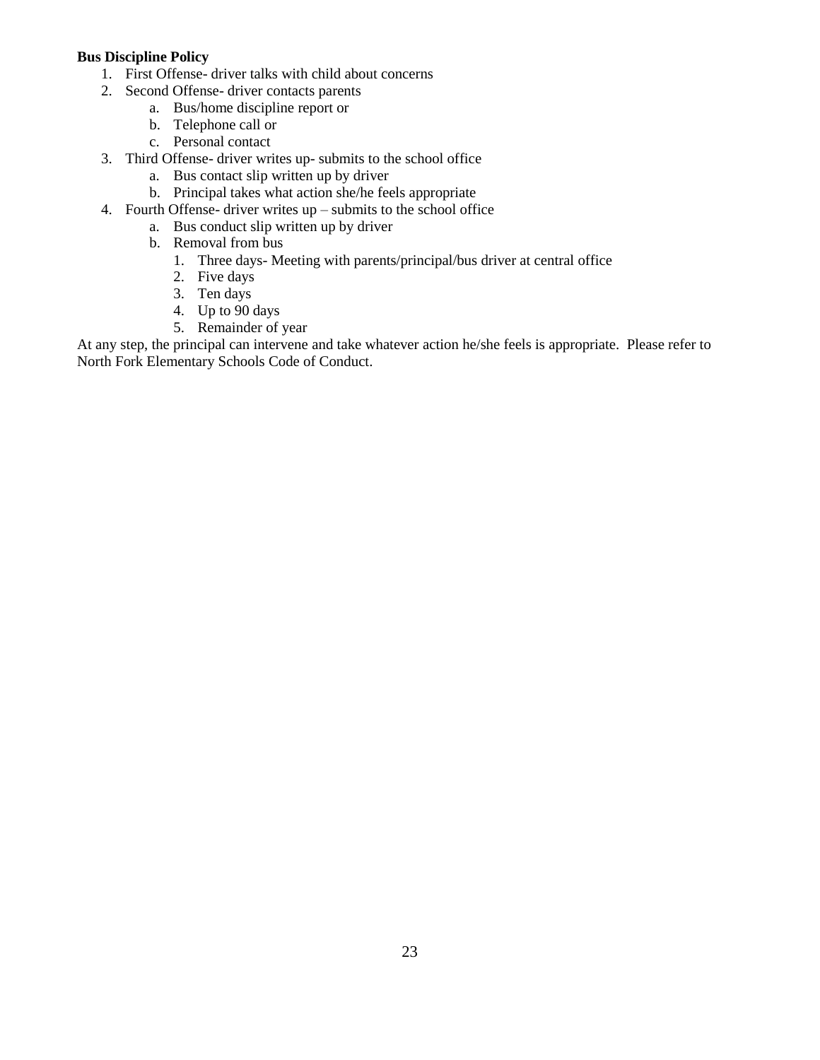**Bus Discipline Policy**

1. First Offense- driver talks with child about concerns
2. Second Offense- driver contacts parents
    a. Bus/home discipline report or
    b. Telephone call or
    c. Personal contact
3. Third Offense- driver writes up- submits to the school office
    a. Bus contact slip written up by driver
    b. Principal takes what action she/he feels appropriate
4. Fourth Offense- driver writes up – submits to the school office
    a. Bus conduct slip written up by driver
    b. Removal from bus
        1. Three days- Meeting with parents/principal/bus driver at central office
        2. Five days
        3. Ten days
        4. Up to 90 days
        5. Remainder of year

At any step, the principal can intervene and take whatever action he/she feels is appropriate. Please refer to North Fork Elementary Schools Code of Conduct.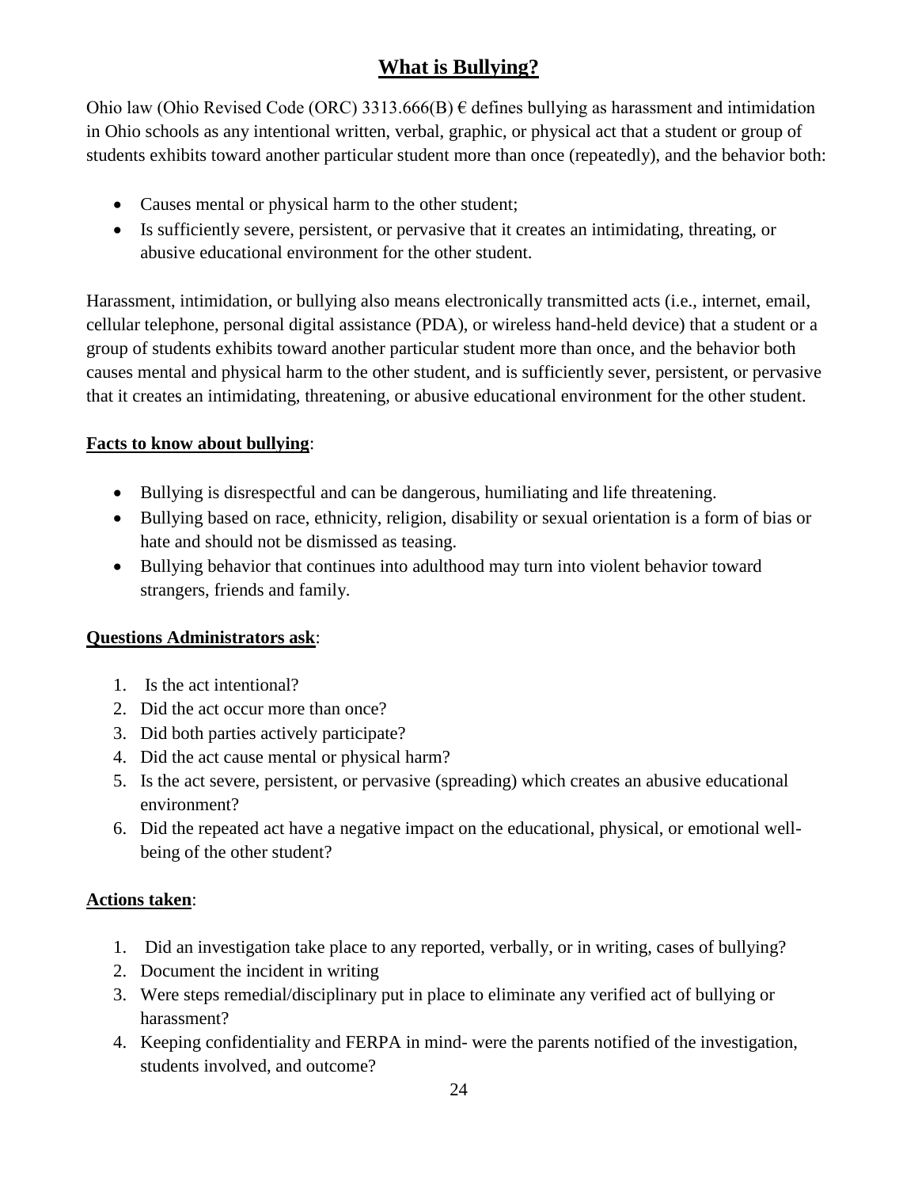# What is Bullying?

Ohio law (Ohio Revised Code (ORC) 3313.666(B) € defines bullying as harassment and intimidation in Ohio schools as any intentional written, verbal, graphic, or physical act that a student or group of students exhibits toward another particular student more than once (repeatedly), and the behavior both:

- Causes mental or physical harm to the other student;
- Is sufficiently severe, persistent, or pervasive that it creates an intimidating, threating, or abusive educational environment for the other student.

Harassment, intimidation, or bullying also means electronically transmitted acts (i.e., internet, email, cellular telephone, personal digital assistance (PDA), or wireless hand-held device) that a student or a group of students exhibits toward another particular student more than once, and the behavior both causes mental and physical harm to the other student, and is sufficiently sever, persistent, or pervasive that it creates an intimidating, threatening, or abusive educational environment for the other student.

**Facts to know about bullying**:

- Bullying is disrespectful and can be dangerous, humiliating and life threatening.
- Bullying based on race, ethnicity, religion, disability or sexual orientation is a form of bias or hate and should not be dismissed as teasing.
- Bullying behavior that continues into adulthood may turn into violent behavior toward strangers, friends and family.

**Questions Administrators ask**:

1. Is the act intentional?
2. Did the act occur more than once?
3. Did both parties actively participate?
4. Did the act cause mental or physical harm?
5. Is the act severe, persistent, or pervasive (spreading) which creates an abusive educational environment?
6. Did the repeated act have a negative impact on the educational, physical, or emotional well-being of the other student?

**Actions taken**:

1. Did an investigation take place to any reported, verbally, or in writing, cases of bullying?
2. Document the incident in writing
3. Were steps remedial/disciplinary put in place to eliminate any verified act of bullying or harassment?
4. Keeping confidentiality and FERPA in mind- were the parents notified of the investigation, students involved, and outcome?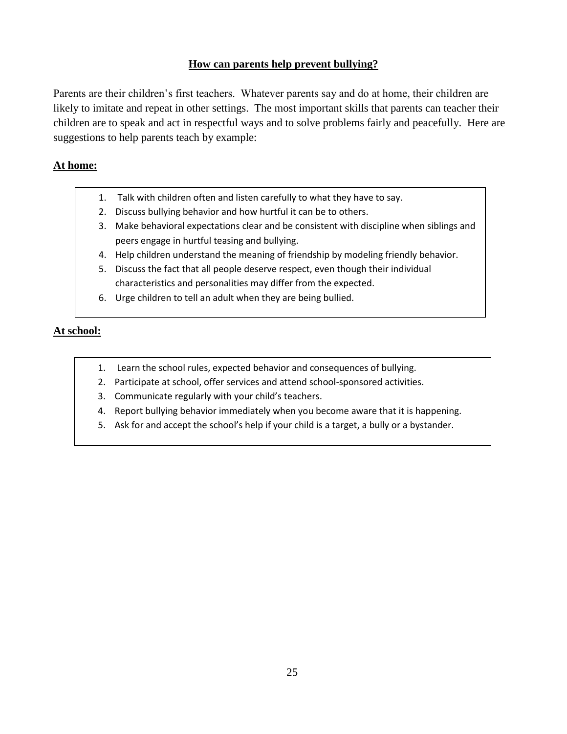## How can parents help prevent bullying?

Parents are their children's first teachers. Whatever parents say and do at home, their children are likely to imitate and repeat in other settings. The most important skills that parents can teacher their children are to speak and act in respectful ways and to solve problems fairly and peacefully. Here are suggestions to help parents teach by example:

### At home:

1. Talk with children often and listen carefully to what they have to say.
2. Discuss bullying behavior and how hurtful it can be to others.
3. Make behavioral expectations clear and be consistent with discipline when siblings and peers engage in hurtful teasing and bullying.
4. Help children understand the meaning of friendship by modeling friendly behavior.
5. Discuss the fact that all people deserve respect, even though their individual characteristics and personalities may differ from the expected.
6. Urge children to tell an adult when they are being bullied.

### At school:

1. Learn the school rules, expected behavior and consequences of bullying.
2. Participate at school, offer services and attend school-sponsored activities.
3. Communicate regularly with your child's teachers.
4. Report bullying behavior immediately when you become aware that it is happening.
5. Ask for and accept the school's help if your child is a target, a bully or a bystander.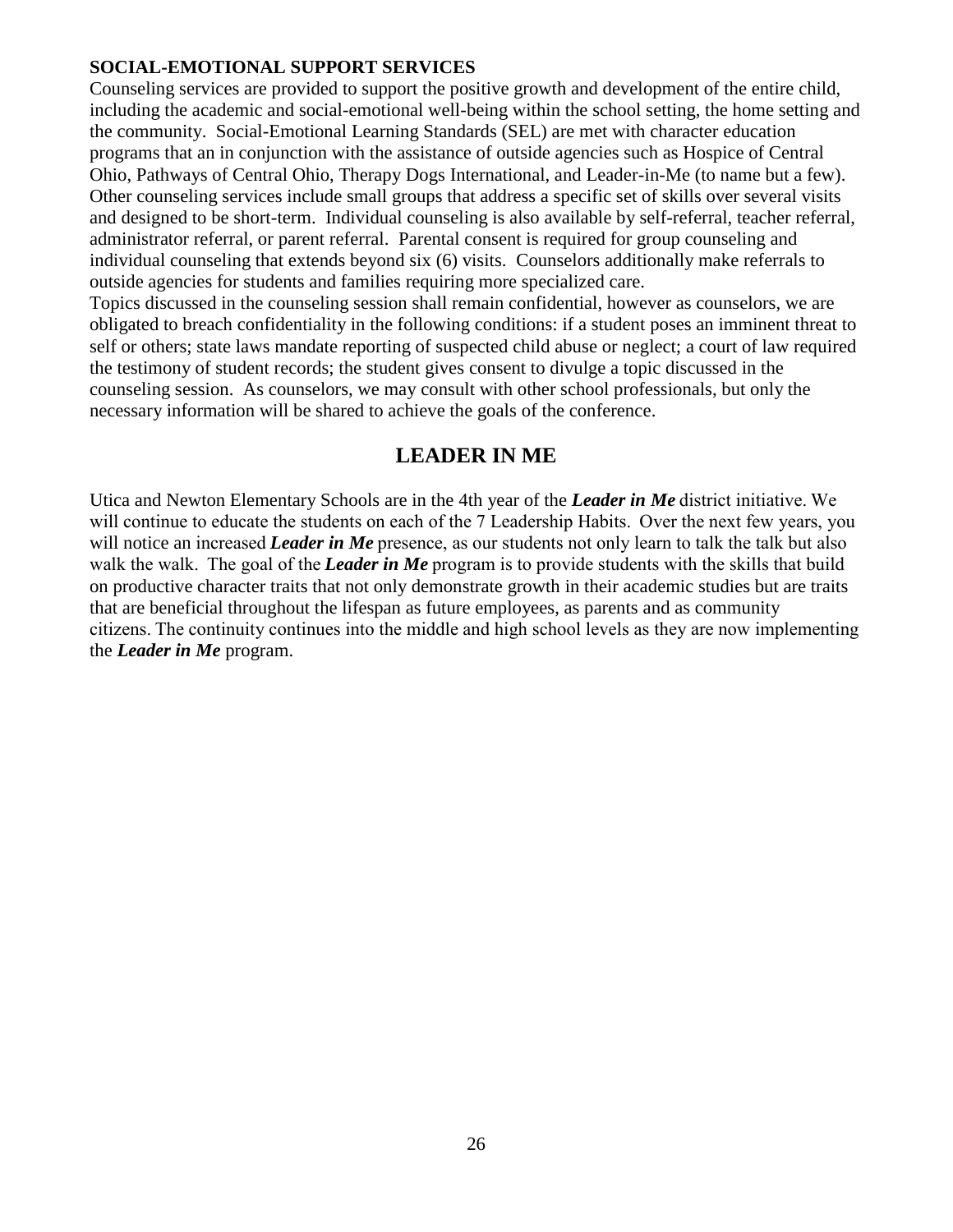**SOCIAL-EMOTIONAL SUPPORT SERVICES**

Counseling services are provided to support the positive growth and development of the entire child, including the academic and social-emotional well-being within the school setting, the home setting and the community. Social-Emotional Learning Standards (SEL) are met with character education programs that an in conjunction with the assistance of outside agencies such as Hospice of Central Ohio, Pathways of Central Ohio, Therapy Dogs International, and Leader-in-Me (to name but a few). Other counseling services include small groups that address a specific set of skills over several visits and designed to be short-term. Individual counseling is also available by self-referral, teacher referral, administrator referral, or parent referral. Parental consent is required for group counseling and individual counseling that extends beyond six (6) visits. Counselors additionally make referrals to outside agencies for students and families requiring more specialized care.

Topics discussed in the counseling session shall remain confidential, however as counselors, we are obligated to breach confidentiality in the following conditions: if a student poses an imminent threat to self or others; state laws mandate reporting of suspected child abuse or neglect; a court of law required the testimony of student records; the student gives consent to divulge a topic discussed in the counseling session. As counselors, we may consult with other school professionals, but only the necessary information will be shared to achieve the goals of the conference.

## LEADER IN ME

Utica and Newton Elementary Schools are in the 4th year of the ***Leader in Me*** district initiative. We will continue to educate the students on each of the 7 Leadership Habits. Over the next few years, you will notice an increased ***Leader in Me*** presence, as our students not only learn to talk the talk but also walk the walk. The goal of the ***Leader in Me*** program is to provide students with the skills that build on productive character traits that not only demonstrate growth in their academic studies but are traits that are beneficial throughout the lifespan as future employees, as parents and as community citizens. The continuity continues into the middle and high school levels as they are now implementing the ***Leader in Me*** program.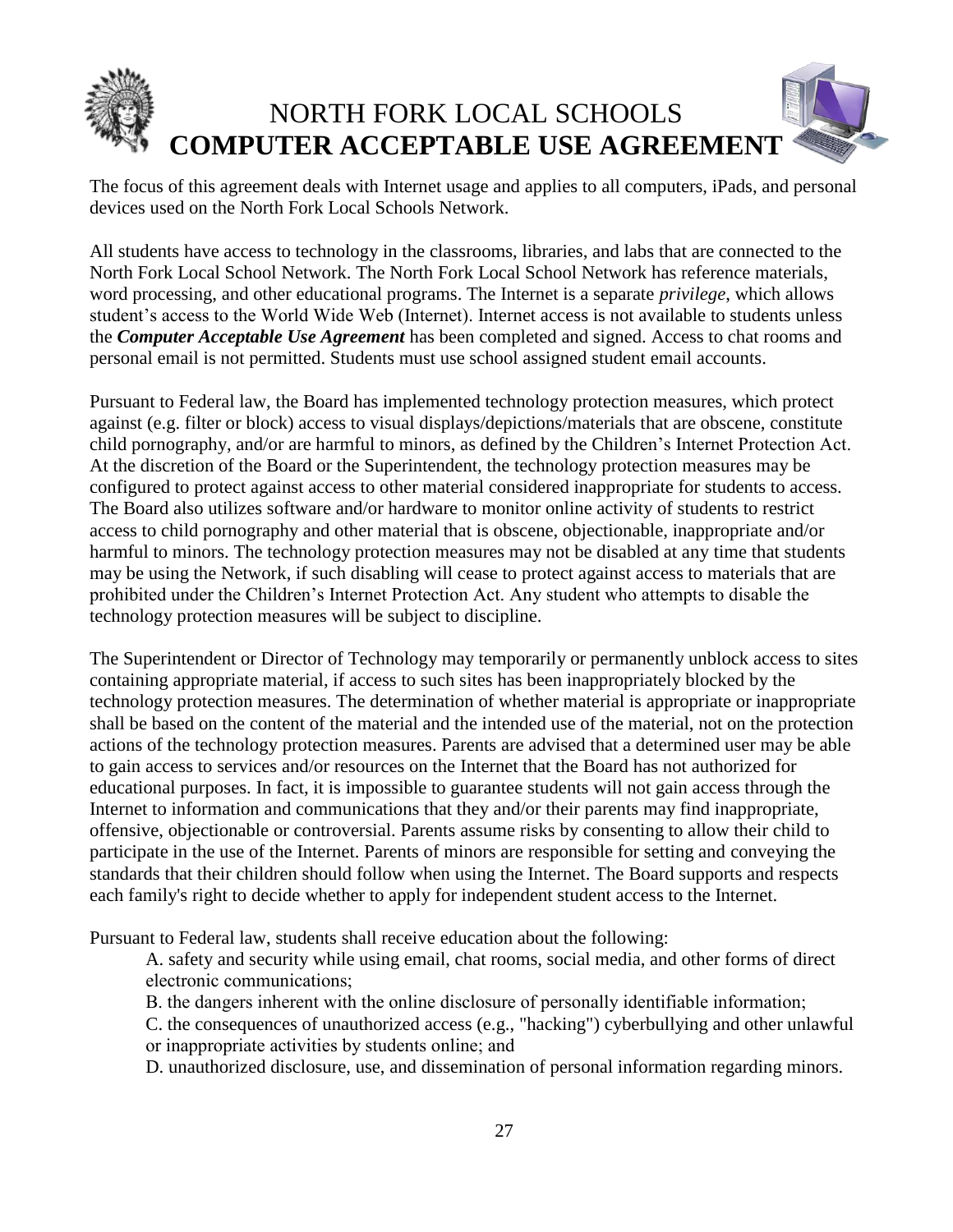# NORTH FORK LOCAL SCHOOLS
# **COMPUTER ACCEPTABLE USE AGREEMENT**

The focus of this agreement deals with Internet usage and applies to all computers, iPads, and personal devices used on the North Fork Local Schools Network.

All students have access to technology in the classrooms, libraries, and labs that are connected to the North Fork Local School Network. The North Fork Local School Network has reference materials, word processing, and other educational programs. The Internet is a separate *privilege*, which allows student's access to the World Wide Web (Internet). Internet access is not available to students unless the ***Computer Acceptable Use Agreement*** has been completed and signed. Access to chat rooms and personal email is not permitted. Students must use school assigned student email accounts.

Pursuant to Federal law, the Board has implemented technology protection measures, which protect against (e.g. filter or block) access to visual displays/depictions/materials that are obscene, constitute child pornography, and/or are harmful to minors, as defined by the Children's Internet Protection Act. At the discretion of the Board or the Superintendent, the technology protection measures may be configured to protect against access to other material considered inappropriate for students to access. The Board also utilizes software and/or hardware to monitor online activity of students to restrict access to child pornography and other material that is obscene, objectionable, inappropriate and/or harmful to minors. The technology protection measures may not be disabled at any time that students may be using the Network, if such disabling will cease to protect against access to materials that are prohibited under the Children's Internet Protection Act. Any student who attempts to disable the technology protection measures will be subject to discipline.

The Superintendent or Director of Technology may temporarily or permanently unblock access to sites containing appropriate material, if access to such sites has been inappropriately blocked by the technology protection measures. The determination of whether material is appropriate or inappropriate shall be based on the content of the material and the intended use of the material, not on the protection actions of the technology protection measures. Parents are advised that a determined user may be able to gain access to services and/or resources on the Internet that the Board has not authorized for educational purposes. In fact, it is impossible to guarantee students will not gain access through the Internet to information and communications that they and/or their parents may find inappropriate, offensive, objectionable or controversial. Parents assume risks by consenting to allow their child to participate in the use of the Internet. Parents of minors are responsible for setting and conveying the standards that their children should follow when using the Internet. The Board supports and respects each family's right to decide whether to apply for independent student access to the Internet.

Pursuant to Federal law, students shall receive education about the following:

A. safety and security while using email, chat rooms, social media, and other forms of direct electronic communications;

B. the dangers inherent with the online disclosure of personally identifiable information;

C. the consequences of unauthorized access (e.g., "hacking") cyberbullying and other unlawful or inappropriate activities by students online; and

D. unauthorized disclosure, use, and dissemination of personal information regarding minors.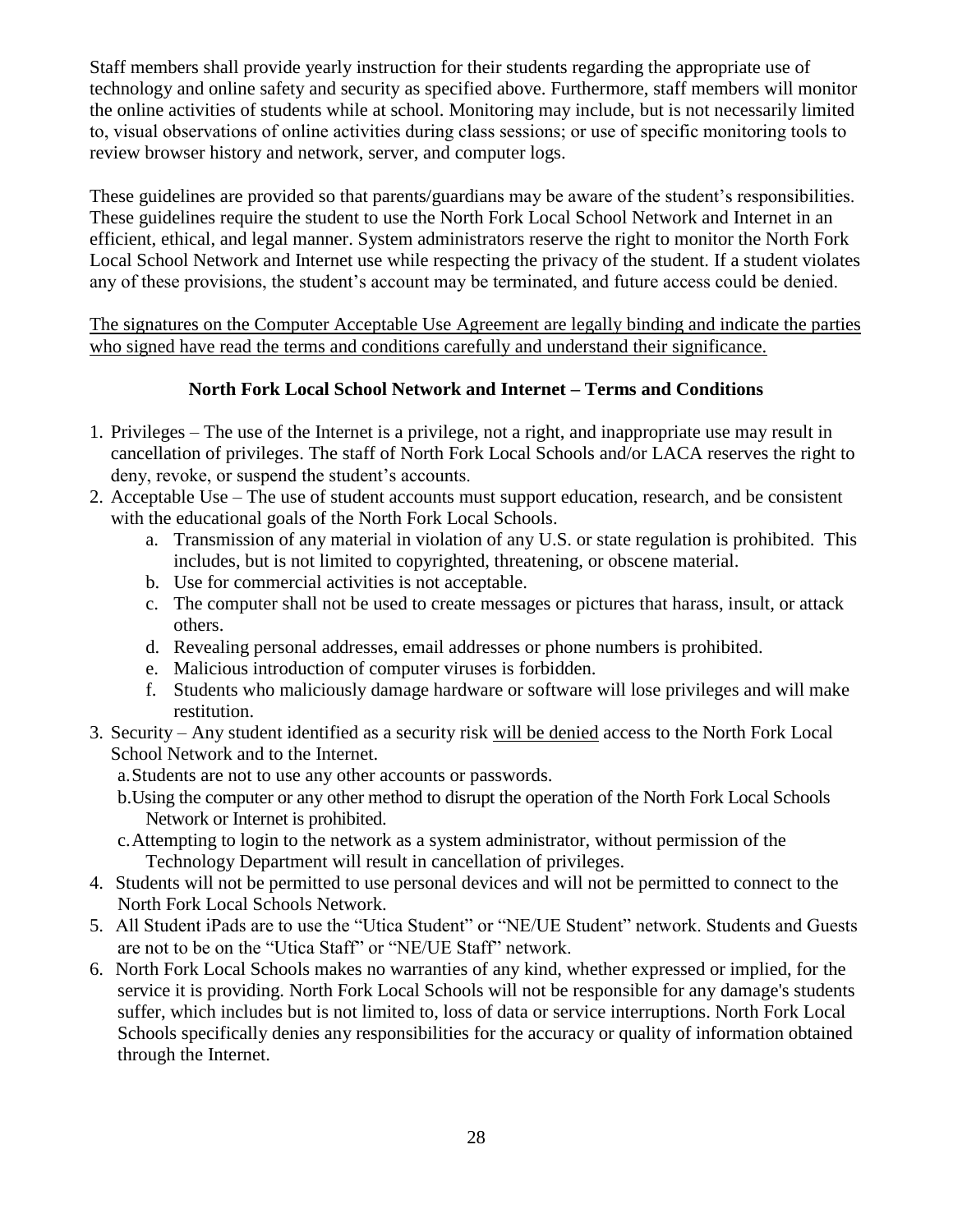Staff members shall provide yearly instruction for their students regarding the appropriate use of technology and online safety and security as specified above. Furthermore, staff members will monitor the online activities of students while at school. Monitoring may include, but is not necessarily limited to, visual observations of online activities during class sessions; or use of specific monitoring tools to review browser history and network, server, and computer logs.

These guidelines are provided so that parents/guardians may be aware of the student's responsibilities. These guidelines require the student to use the North Fork Local School Network and Internet in an efficient, ethical, and legal manner. System administrators reserve the right to monitor the North Fork Local School Network and Internet use while respecting the privacy of the student. If a student violates any of these provisions, the student's account may be terminated, and future access could be denied.

<u>The signatures on the Computer Acceptable Use Agreement are legally binding and indicate the parties who signed have read the terms and conditions carefully and understand their significance.</u>

**North Fork Local School Network and Internet – Terms and Conditions**

1. Privileges – The use of the Internet is a privilege, not a right, and inappropriate use may result in cancellation of privileges. The staff of North Fork Local Schools and/or LACA reserves the right to deny, revoke, or suspend the student's accounts.
2. Acceptable Use – The use of student accounts must support education, research, and be consistent with the educational goals of the North Fork Local Schools.
    a. Transmission of any material in violation of any U.S. or state regulation is prohibited. This includes, but is not limited to copyrighted, threatening, or obscene material.
    b. Use for commercial activities is not acceptable.
    c. The computer shall not be used to create messages or pictures that harass, insult, or attack others.
    d. Revealing personal addresses, email addresses or phone numbers is prohibited.
    e. Malicious introduction of computer viruses is forbidden.
    f. Students who maliciously damage hardware or software will lose privileges and will make restitution.
3. Security – Any student identified as a security risk <u>will be denied</u> access to the North Fork Local School Network and to the Internet.
    a. Students are not to use any other accounts or passwords.
    b. Using the computer or any other method to disrupt the operation of the North Fork Local Schools Network or Internet is prohibited.
    c. Attempting to login to the network as a system administrator, without permission of the Technology Department will result in cancellation of privileges.
4. Students will not be permitted to use personal devices and will not be permitted to connect to the North Fork Local Schools Network.
5. All Student iPads are to use the "Utica Student" or "NE/UE Student" network. Students and Guests are not to be on the "Utica Staff" or "NE/UE Staff" network.
6. North Fork Local Schools makes no warranties of any kind, whether expressed or implied, for the service it is providing. North Fork Local Schools will not be responsible for any damage's students suffer, which includes but is not limited to, loss of data or service interruptions. North Fork Local Schools specifically denies any responsibilities for the accuracy or quality of information obtained through the Internet.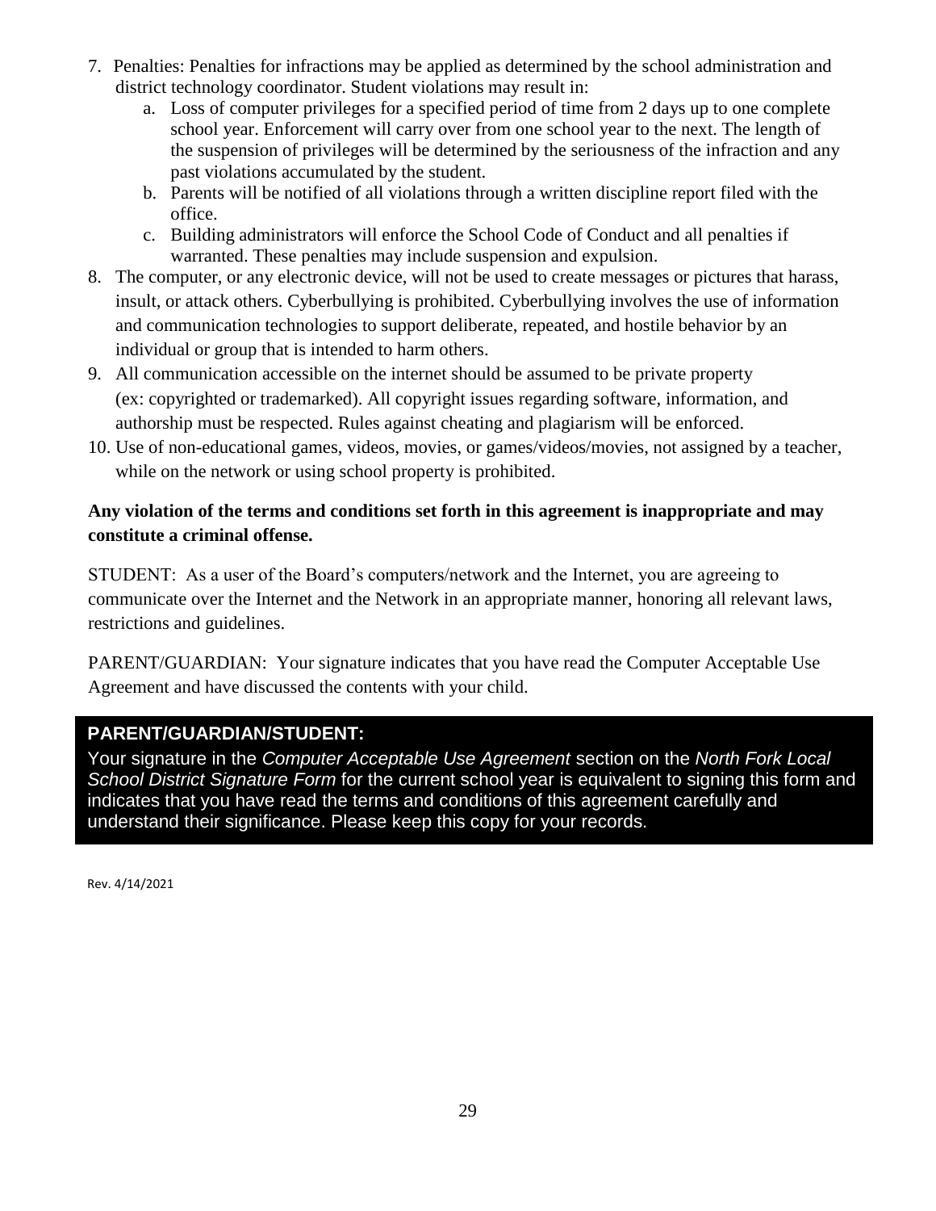7. Penalties: Penalties for infractions may be applied as determined by the school administration and district technology coordinator. Student violations may result in:
   a. Loss of computer privileges for a specified period of time from 2 days up to one complete school year. Enforcement will carry over from one school year to the next. The length of the suspension of privileges will be determined by the seriousness of the infraction and any past violations accumulated by the student.
   b. Parents will be notified of all violations through a written discipline report filed with the office.
   c. Building administrators will enforce the School Code of Conduct and all penalties if warranted. These penalties may include suspension and expulsion.
8. The computer, or any electronic device, will not be used to create messages or pictures that harass, insult, or attack others. Cyberbullying is prohibited. Cyberbullying involves the use of information and communication technologies to support deliberate, repeated, and hostile behavior by an individual or group that is intended to harm others.
9. All communication accessible on the internet should be assumed to be private property (ex: copyrighted or trademarked). All copyright issues regarding software, information, and authorship must be respected. Rules against cheating and plagiarism will be enforced.
10. Use of non-educational games, videos, movies, or games/videos/movies, not assigned by a teacher, while on the network or using school property is prohibited.

**Any violation of the terms and conditions set forth in this agreement is inappropriate and may constitute a criminal offense.**

STUDENT: As a user of the Board's computers/network and the Internet, you are agreeing to communicate over the Internet and the Network in an appropriate manner, honoring all relevant laws, restrictions and guidelines.

PARENT/GUARDIAN: Your signature indicates that you have read the Computer Acceptable Use Agreement and have discussed the contents with your child.

**PARENT/GUARDIAN/STUDENT:**

Your signature in the *Computer Acceptable Use Agreement* section on the *North Fork Local School District Signature Form* for the current school year is equivalent to signing this form and indicates that you have read the terms and conditions of this agreement carefully and understand their significance. Please keep this copy for your records.

Rev. 4/14/2021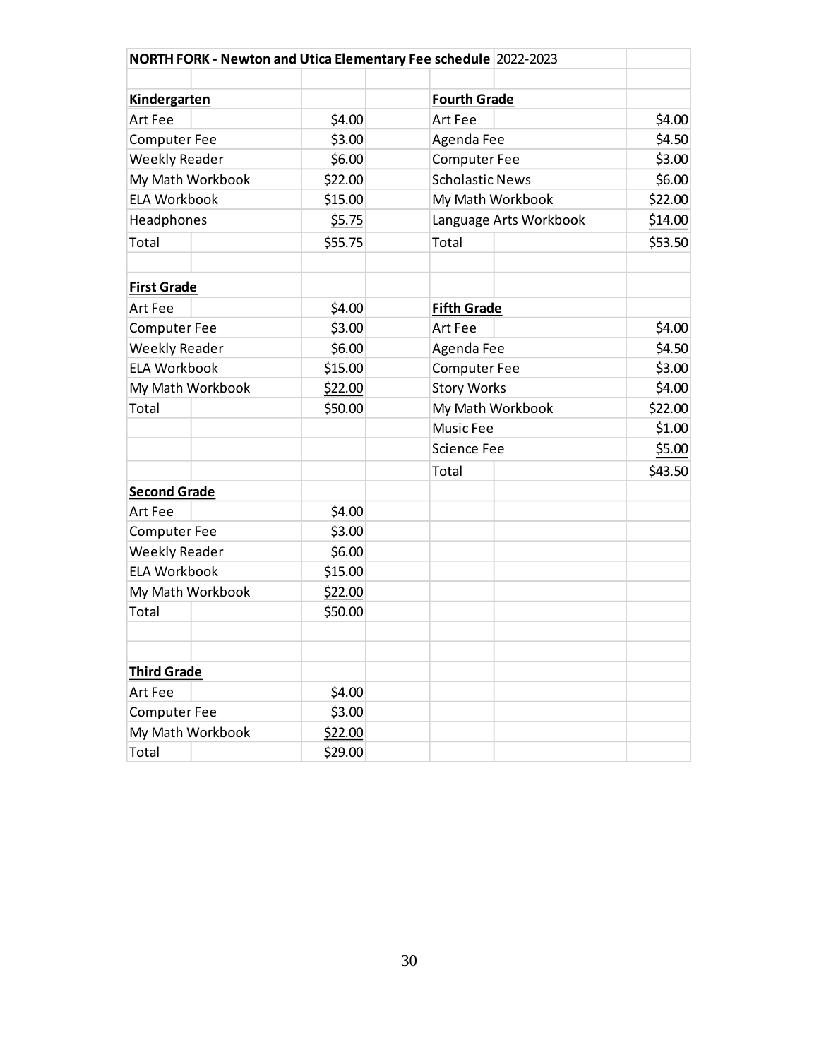**NORTH FORK - Newton and Utica Elementary Fee schedule 2022-2023**

| | | | |
|---|---|---|---|
| **Kindergarten** | | **Fourth Grade** | |
| Art Fee | $4.00 | Art Fee | $4.00 |
| Computer Fee | $3.00 | Agenda Fee | $4.50 |
| Weekly Reader | $6.00 | Computer Fee | $3.00 |
| My Math Workbook | $22.00 | Scholastic News | $6.00 |
| ELA Workbook | $15.00 | My Math Workbook | $22.00 |
| Headphones | $5.75 | Language Arts Workbook | $14.00 |
| Total | $55.75 | Total | $53.50 |
| | | | |
| **First Grade** | | | |
| Art Fee | $4.00 | **Fifth Grade** | |
| Computer Fee | $3.00 | Art Fee | $4.00 |
| Weekly Reader | $6.00 | Agenda Fee | $4.50 |
| ELA Workbook | $15.00 | Computer Fee | $3.00 |
| My Math Workbook | $22.00 | Story Works | $4.00 |
| Total | $50.00 | My Math Workbook | $22.00 |
| | | Music Fee | $1.00 |
| | | Science Fee | $5.00 |
| | | Total | $43.50 |
| **Second Grade** | | | |
| Art Fee | $4.00 | | |
| Computer Fee | $3.00 | | |
| Weekly Reader | $6.00 | | |
| ELA Workbook | $15.00 | | |
| My Math Workbook | $22.00 | | |
| Total | $50.00 | | |
| | | | |
| | | | |
| **Third Grade** | | | |
| Art Fee | $4.00 | | |
| Computer Fee | $3.00 | | |
| My Math Workbook | $22.00 | | |
| Total | $29.00 | | |